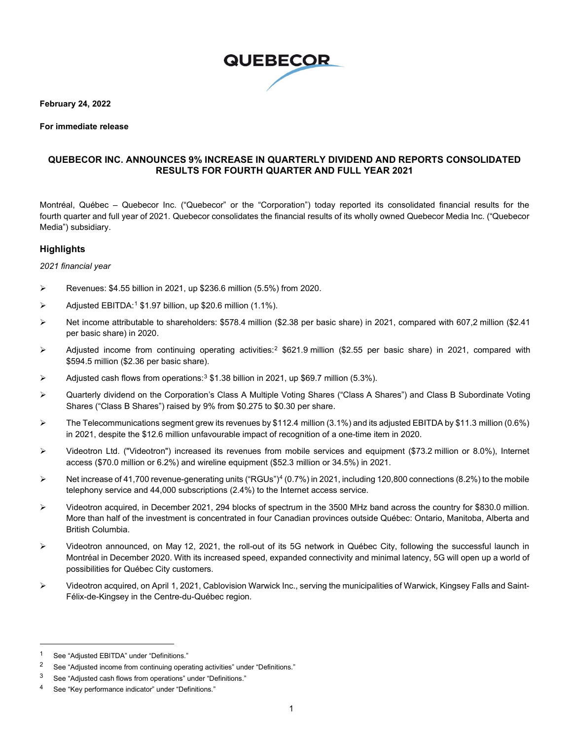**February 24, 2022**

**For immediate release**

## QUEBECOR INC. ANNOUNCES 9% INCREASE IN QUARTERLY DIVIDEND AND REPORTS CONSOLIDATED RESULTS FOR FOURTH QUARTER AND FULL YEAR 2021

Montréal, Québec – Quebecor Inc. ("Quebecor" or the "Corporation") today reported its consolidated financial results for the fourth quarter and full year of 2021. Quebecor consolidates the financial results of its wholly owned Quebecor Media Inc. ("Quebecor Media") subsidiary.

### Highlights

*2021 financial year*

- Revenues: $4.55 billion in 2021, up $236.6 million (5.5%) from 2020.
- Adjusted EBITDA:[1] $1.97 billion, up $20.6 million (1.1%).
- Net income attributable to shareholders: $578.4 million ($2.38 per basic share) in 2021, compared with 607,2 million ($2.41 per basic share) in 2020.
- Adjusted income from continuing operating activities:[2] $621.9 million ($2.55 per basic share) in 2021, compared with $594.5 million ($2.36 per basic share).
- Adjusted cash flows from operations:[3] $1.38 billion in 2021, up $69.7 million (5.3%).
- Quarterly dividend on the Corporation's Class A Multiple Voting Shares ("Class A Shares") and Class B Subordinate Voting Shares ("Class B Shares") raised by 9% from $0.275 to $0.30 per share.
- The Telecommunications segment grew its revenues by $112.4 million (3.1%) and its adjusted EBITDA by $11.3 million (0.6%) in 2021, despite the $12.6 million unfavourable impact of recognition of a one-time item in 2020.
- Videotron Ltd. ("Videotron") increased its revenues from mobile services and equipment ($73.2 million or 8.0%), Internet access ($70.0 million or 6.2%) and wireline equipment ($52.3 million or 34.5%) in 2021.
- Net increase of 41,700 revenue-generating units ("RGUs")[4] (0.7%) in 2021, including 120,800 connections (8.2%) to the mobile telephony service and 44,000 subscriptions (2.4%) to the Internet access service.
- Videotron acquired, in December 2021, 294 blocks of spectrum in the 3500 MHz band across the country for $830.0 million. More than half of the investment is concentrated in four Canadian provinces outside Québec: Ontario, Manitoba, Alberta and British Columbia.
- Videotron announced, on May 12, 2021, the roll-out of its 5G network in Québec City, following the successful launch in Montréal in December 2020. With its increased speed, expanded connectivity and minimal latency, 5G will open up a world of possibilities for Québec City customers.
- Videotron acquired, on April 1, 2021, Cablovision Warwick Inc., serving the municipalities of Warwick, Kingsey Falls and Saint-Félix-de-Kingsey in the Centre-du-Québec region.

---

[1] See "Adjusted EBITDA" under "Definitions."

[2] See "Adjusted income from continuing operating activities" under "Definitions."

[3] See "Adjusted cash flows from operations" under "Definitions."

[4] See "Key performance indicator" under "Definitions."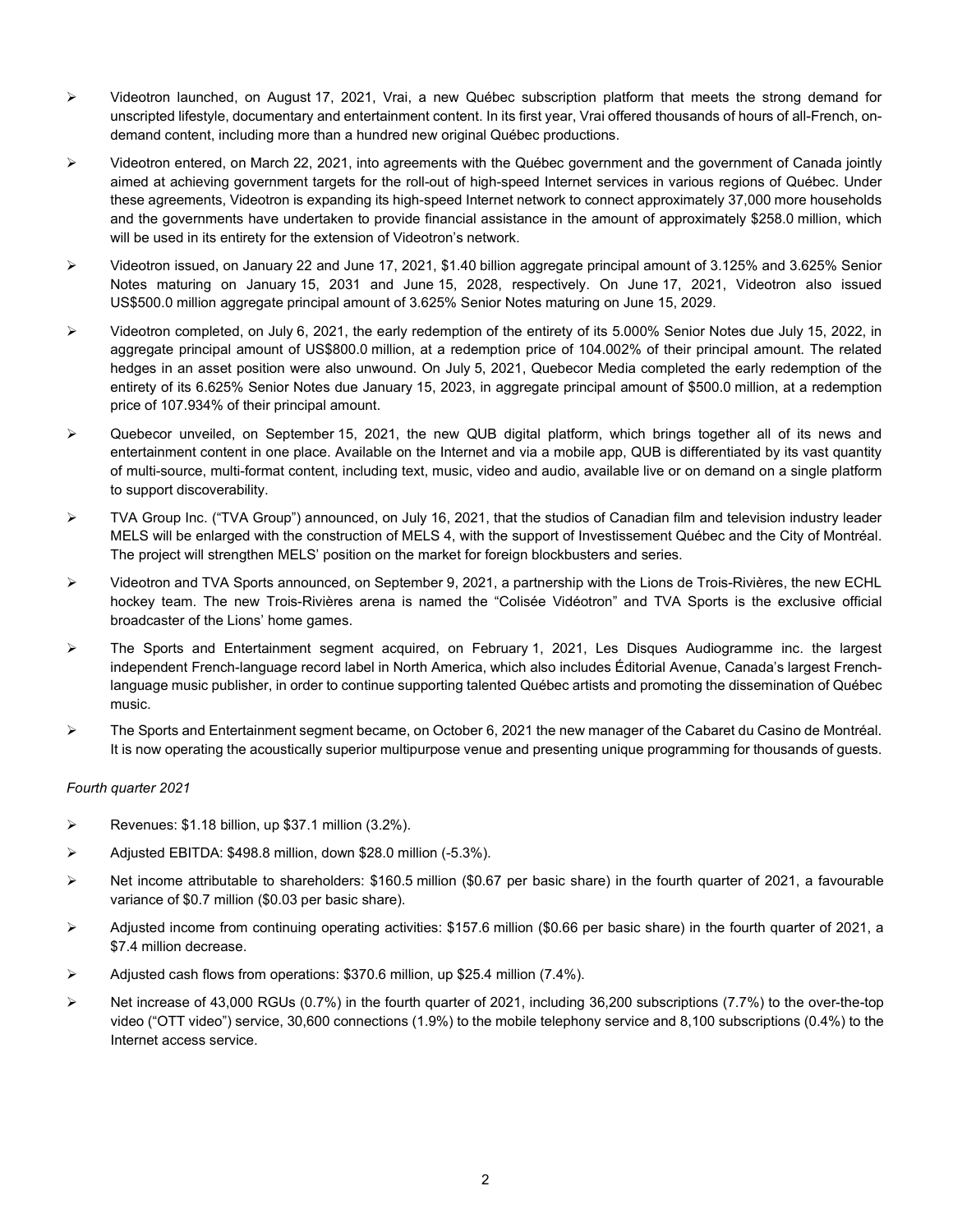- Videotron launched, on August 17, 2021, Vrai, a new Québec subscription platform that meets the strong demand for unscripted lifestyle, documentary and entertainment content. In its first year, Vrai offered thousands of hours of all-French, on-demand content, including more than a hundred new original Québec productions.
- Videotron entered, on March 22, 2021, into agreements with the Québec government and the government of Canada jointly aimed at achieving government targets for the roll-out of high-speed Internet services in various regions of Québec. Under these agreements, Videotron is expanding its high-speed Internet network to connect approximately 37,000 more households and the governments have undertaken to provide financial assistance in the amount of approximately $258.0 million, which will be used in its entirety for the extension of Videotron's network.
- Videotron issued, on January 22 and June 17, 2021, $1.40 billion aggregate principal amount of 3.125% and 3.625% Senior Notes maturing on January 15, 2031 and June 15, 2028, respectively. On June 17, 2021, Videotron also issued US$500.0 million aggregate principal amount of 3.625% Senior Notes maturing on June 15, 2029.
- Videotron completed, on July 6, 2021, the early redemption of the entirety of its 5.000% Senior Notes due July 15, 2022, in aggregate principal amount of US$800.0 million, at a redemption price of 104.002% of their principal amount. The related hedges in an asset position were also unwound. On July 5, 2021, Quebecor Media completed the early redemption of the entirety of its 6.625% Senior Notes due January 15, 2023, in aggregate principal amount of $500.0 million, at a redemption price of 107.934% of their principal amount.
- Quebecor unveiled, on September 15, 2021, the new QUB digital platform, which brings together all of its news and entertainment content in one place. Available on the Internet and via a mobile app, QUB is differentiated by its vast quantity of multi-source, multi-format content, including text, music, video and audio, available live or on demand on a single platform to support discoverability.
- TVA Group Inc. ("TVA Group") announced, on July 16, 2021, that the studios of Canadian film and television industry leader MELS will be enlarged with the construction of MELS 4, with the support of Investissement Québec and the City of Montréal. The project will strengthen MELS' position on the market for foreign blockbusters and series.
- Videotron and TVA Sports announced, on September 9, 2021, a partnership with the Lions de Trois-Rivières, the new ECHL hockey team. The new Trois-Rivières arena is named the "Colisée Vidéotron" and TVA Sports is the exclusive official broadcaster of the Lions' home games.
- The Sports and Entertainment segment acquired, on February 1, 2021, Les Disques Audiogramme inc. the largest independent French-language record label in North America, which also includes Éditorial Avenue, Canada's largest French-language music publisher, in order to continue supporting talented Québec artists and promoting the dissemination of Québec music.
- The Sports and Entertainment segment became, on October 6, 2021 the new manager of the Cabaret du Casino de Montréal. It is now operating the acoustically superior multipurpose venue and presenting unique programming for thousands of guests.

*Fourth quarter 2021*

- Revenues: $1.18 billion, up $37.1 million (3.2%).
- Adjusted EBITDA: $498.8 million, down $28.0 million (-5.3%).
- Net income attributable to shareholders: $160.5 million ($0.67 per basic share) in the fourth quarter of 2021, a favourable variance of $0.7 million ($0.03 per basic share).
- Adjusted income from continuing operating activities: $157.6 million ($0.66 per basic share) in the fourth quarter of 2021, a $7.4 million decrease.
- Adjusted cash flows from operations: $370.6 million, up $25.4 million (7.4%).
- Net increase of 43,000 RGUs (0.7%) in the fourth quarter of 2021, including 36,200 subscriptions (7.7%) to the over-the-top video ("OTT video") service, 30,600 connections (1.9%) to the mobile telephony service and 8,100 subscriptions (0.4%) to the Internet access service.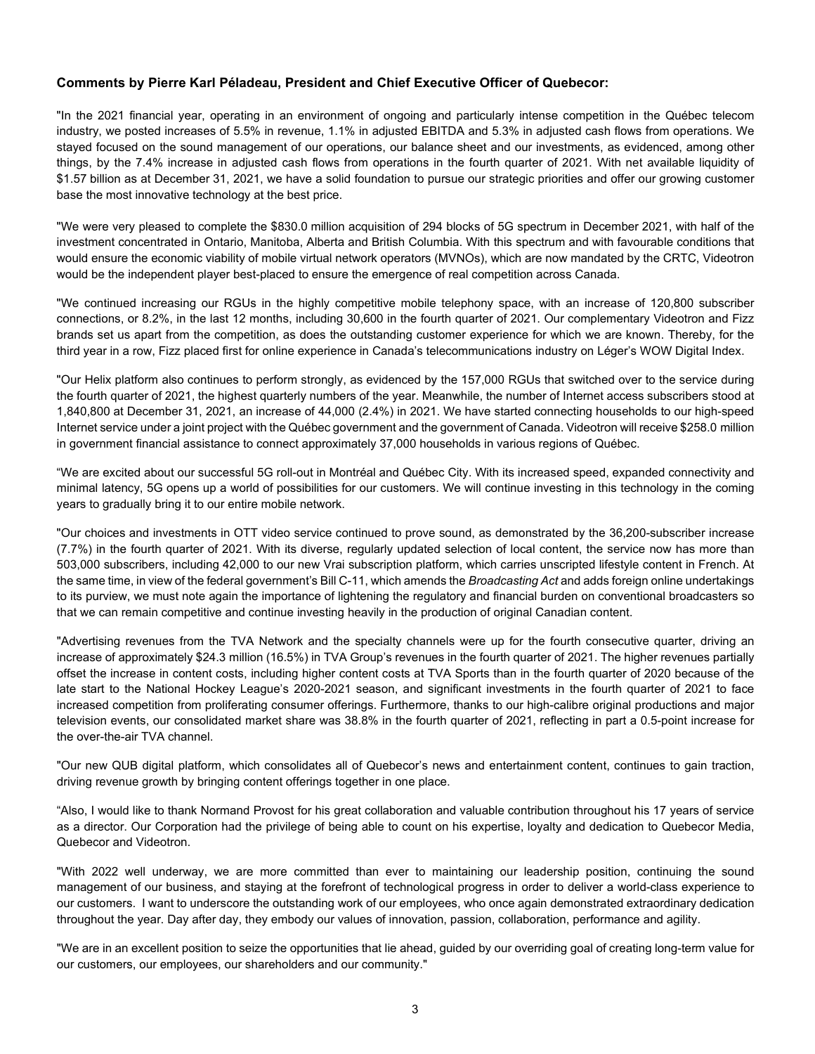**Comments by Pierre Karl Péladeau, President and Chief Executive Officer of Quebecor:**

"In the 2021 financial year, operating in an environment of ongoing and particularly intense competition in the Québec telecom industry, we posted increases of 5.5% in revenue, 1.1% in adjusted EBITDA and 5.3% in adjusted cash flows from operations. We stayed focused on the sound management of our operations, our balance sheet and our investments, as evidenced, among other things, by the 7.4% increase in adjusted cash flows from operations in the fourth quarter of 2021. With net available liquidity of $1.57 billion as at December 31, 2021, we have a solid foundation to pursue our strategic priorities and offer our growing customer base the most innovative technology at the best price.

"We were very pleased to complete the $830.0 million acquisition of 294 blocks of 5G spectrum in December 2021, with half of the investment concentrated in Ontario, Manitoba, Alberta and British Columbia. With this spectrum and with favourable conditions that would ensure the economic viability of mobile virtual network operators (MVNOs), which are now mandated by the CRTC, Videotron would be the independent player best-placed to ensure the emergence of real competition across Canada.

"We continued increasing our RGUs in the highly competitive mobile telephony space, with an increase of 120,800 subscriber connections, or 8.2%, in the last 12 months, including 30,600 in the fourth quarter of 2021. Our complementary Videotron and Fizz brands set us apart from the competition, as does the outstanding customer experience for which we are known. Thereby, for the third year in a row, Fizz placed first for online experience in Canada's telecommunications industry on Léger's WOW Digital Index.

"Our Helix platform also continues to perform strongly, as evidenced by the 157,000 RGUs that switched over to the service during the fourth quarter of 2021, the highest quarterly numbers of the year. Meanwhile, the number of Internet access subscribers stood at 1,840,800 at December 31, 2021, an increase of 44,000 (2.4%) in 2021. We have started connecting households to our high-speed Internet service under a joint project with the Québec government and the government of Canada. Videotron will receive $258.0 million in government financial assistance to connect approximately 37,000 households in various regions of Québec.

"We are excited about our successful 5G roll-out in Montréal and Québec City. With its increased speed, expanded connectivity and minimal latency, 5G opens up a world of possibilities for our customers. We will continue investing in this technology in the coming years to gradually bring it to our entire mobile network.

"Our choices and investments in OTT video service continued to prove sound, as demonstrated by the 36,200-subscriber increase (7.7%) in the fourth quarter of 2021. With its diverse, regularly updated selection of local content, the service now has more than 503,000 subscribers, including 42,000 to our new Vrai subscription platform, which carries unscripted lifestyle content in French. At the same time, in view of the federal government's Bill C-11, which amends the *Broadcasting Act* and adds foreign online undertakings to its purview, we must note again the importance of lightening the regulatory and financial burden on conventional broadcasters so that we can remain competitive and continue investing heavily in the production of original Canadian content.

"Advertising revenues from the TVA Network and the specialty channels were up for the fourth consecutive quarter, driving an increase of approximately $24.3 million (16.5%) in TVA Group's revenues in the fourth quarter of 2021. The higher revenues partially offset the increase in content costs, including higher content costs at TVA Sports than in the fourth quarter of 2020 because of the late start to the National Hockey League's 2020-2021 season, and significant investments in the fourth quarter of 2021 to face increased competition from proliferating consumer offerings. Furthermore, thanks to our high-calibre original productions and major television events, our consolidated market share was 38.8% in the fourth quarter of 2021, reflecting in part a 0.5-point increase for the over-the-air TVA channel.

"Our new QUB digital platform, which consolidates all of Quebecor's news and entertainment content, continues to gain traction, driving revenue growth by bringing content offerings together in one place.

"Also, I would like to thank Normand Provost for his great collaboration and valuable contribution throughout his 17 years of service as a director. Our Corporation had the privilege of being able to count on his expertise, loyalty and dedication to Quebecor Media, Quebecor and Videotron.

"With 2022 well underway, we are more committed than ever to maintaining our leadership position, continuing the sound management of our business, and staying at the forefront of technological progress in order to deliver a world-class experience to our customers. I want to underscore the outstanding work of our employees, who once again demonstrated extraordinary dedication throughout the year. Day after day, they embody our values of innovation, passion, collaboration, performance and agility.

"We are in an excellent position to seize the opportunities that lie ahead, guided by our overriding goal of creating long-term value for our customers, our employees, our shareholders and our community."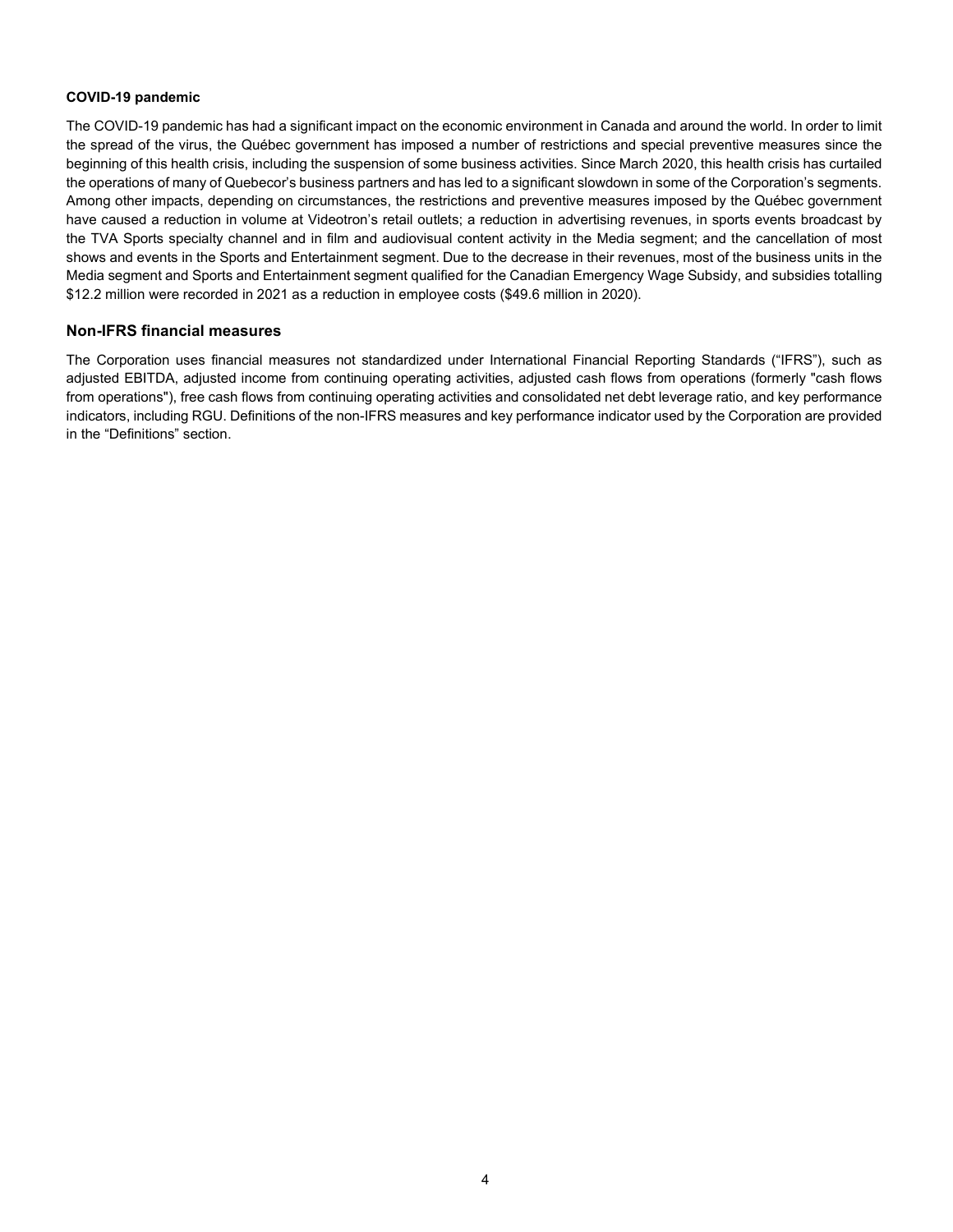**COVID-19 pandemic**

The COVID-19 pandemic has had a significant impact on the economic environment in Canada and around the world. In order to limit the spread of the virus, the Québec government has imposed a number of restrictions and special preventive measures since the beginning of this health crisis, including the suspension of some business activities. Since March 2020, this health crisis has curtailed the operations of many of Quebecor's business partners and has led to a significant slowdown in some of the Corporation's segments. Among other impacts, depending on circumstances, the restrictions and preventive measures imposed by the Québec government have caused a reduction in volume at Videotron's retail outlets; a reduction in advertising revenues, in sports events broadcast by the TVA Sports specialty channel and in film and audiovisual content activity in the Media segment; and the cancellation of most shows and events in the Sports and Entertainment segment. Due to the decrease in their revenues, most of the business units in the Media segment and Sports and Entertainment segment qualified for the Canadian Emergency Wage Subsidy, and subsidies totalling $12.2 million were recorded in 2021 as a reduction in employee costs ($49.6 million in 2020).

## Non-IFRS financial measures

The Corporation uses financial measures not standardized under International Financial Reporting Standards ("IFRS"), such as adjusted EBITDA, adjusted income from continuing operating activities, adjusted cash flows from operations (formerly "cash flows from operations"), free cash flows from continuing operating activities and consolidated net debt leverage ratio, and key performance indicators, including RGU. Definitions of the non-IFRS measures and key performance indicator used by the Corporation are provided in the "Definitions" section.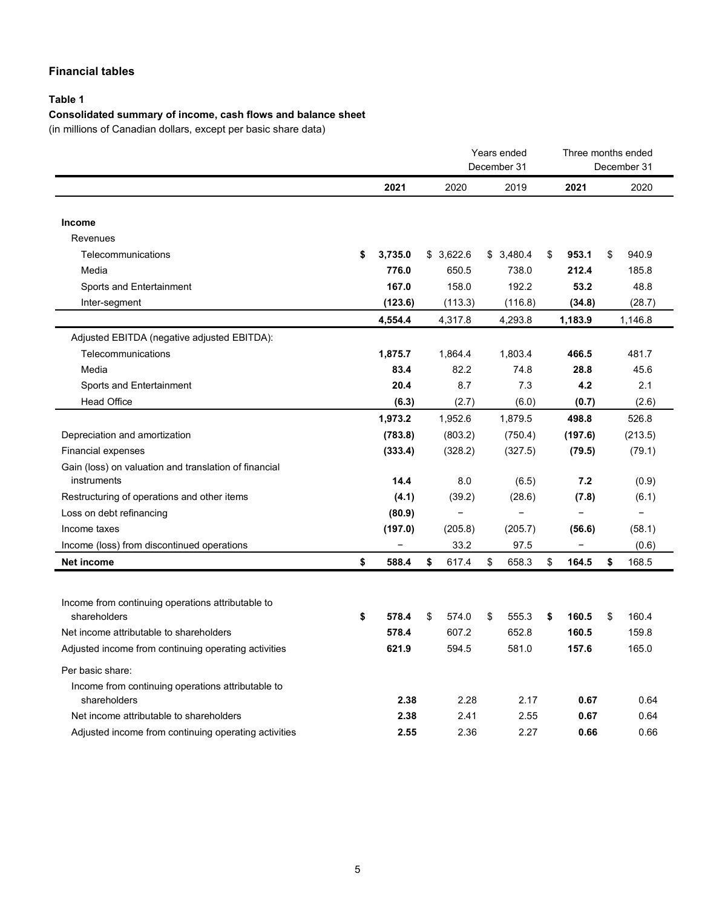## Financial tables

### Table 1

**Consolidated summary of income, cash flows and balance sheet**

(in millions of Canadian dollars, except per basic share data)

| | Years ended December 31 | | | Three months ended December 31 | |
|---|---|---|---|---|---|
| | **2021** | 2020 | 2019 | **2021** | 2020 |
| **Income** | | | | | |
| Revenues | | | | | |
| Telecommunications | **$ 3,735.0** | $ 3,622.6 | $ 3,480.4 | **$ 953.1** | $ 940.9 |
| Media | **776.0** | 650.5 | 738.0 | **212.4** | 185.8 |
| Sports and Entertainment | **167.0** | 158.0 | 192.2 | **53.2** | 48.8 |
| Inter-segment | **(123.6)** | (113.3) | (116.8) | **(34.8)** | (28.7) |
| | **4,554.4** | 4,317.8 | 4,293.8 | **1,183.9** | 1,146.8 |
| Adjusted EBITDA (negative adjusted EBITDA): | | | | | |
| Telecommunications | **1,875.7** | 1,864.4 | 1,803.4 | **466.5** | 481.7 |
| Media | **83.4** | 82.2 | 74.8 | **28.8** | 45.6 |
| Sports and Entertainment | **20.4** | 8.7 | 7.3 | **4.2** | 2.1 |
| Head Office | **(6.3)** | (2.7) | (6.0) | **(0.7)** | (2.6) |
| | **1,973.2** | 1,952.6 | 1,879.5 | **498.8** | 526.8 |
| Depreciation and amortization | **(783.8)** | (803.2) | (750.4) | **(197.6)** | (213.5) |
| Financial expenses | **(333.4)** | (328.2) | (327.5) | **(79.5)** | (79.1) |
| Gain (loss) on valuation and translation of financial instruments | **14.4** | 8.0 | (6.5) | **7.2** | (0.9) |
| Restructuring of operations and other items | **(4.1)** | (39.2) | (28.6) | **(7.8)** | (6.1) |
| Loss on debt refinancing | **(80.9)** | – | – | **–** | – |
| Income taxes | **(197.0)** | (205.8) | (205.7) | **(56.6)** | (58.1) |
| Income (loss) from discontinued operations | **–** | 33.2 | 97.5 | **–** | (0.6) |
| **Net income** | **$ 588.4** | **$ 617.4** | $ 658.3 | $ **164.5** | **$ 168.5** |
| | | | | | |
| Income from continuing operations attributable to shareholders | **$ 578.4** | $ 574.0 | $ 555.3 | **$ 160.5** | $ 160.4 |
| Net income attributable to shareholders | **578.4** | 607.2 | 652.8 | **160.5** | 159.8 |
| Adjusted income from continuing operating activities | **621.9** | 594.5 | 581.0 | **157.6** | 165.0 |
| Per basic share: | | | | | |
| Income from continuing operations attributable to shareholders | **2.38** | 2.28 | 2.17 | **0.67** | 0.64 |
| Net income attributable to shareholders | **2.38** | 2.41 | 2.55 | **0.67** | 0.64 |
| Adjusted income from continuing operating activities | **2.55** | 2.36 | 2.27 | **0.66** | 0.66 |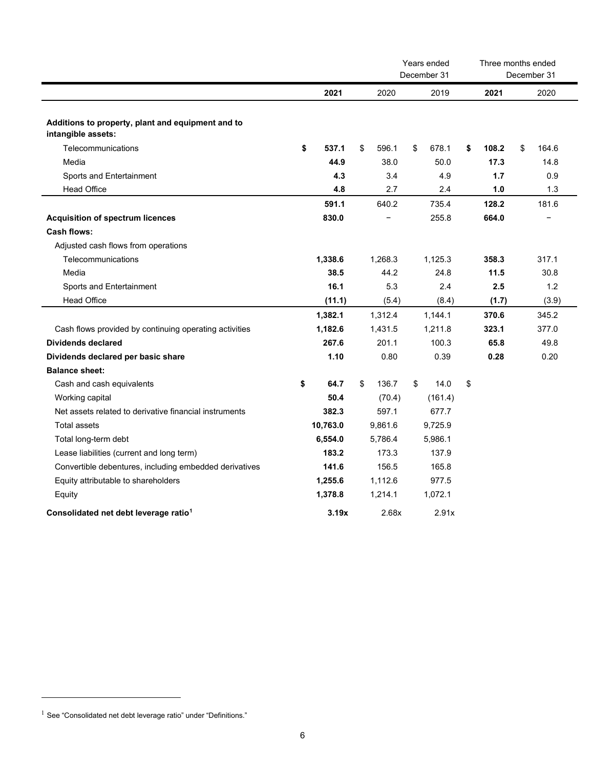| | Years ended December 31 | | | Three months ended December 31 | |
|---|---|---|---|---|---|
| | **2021** | 2020 | 2019 | **2021** | 2020 |
| **Additions to property, plant and equipment and to intangible assets:** | | | | | |
| Telecommunications | **$ 537.1** | $ 596.1 | $ 678.1 | **$ 108.2** | $ 164.6 |
| Media | **44.9** | 38.0 | 50.0 | **17.3** | 14.8 |
| Sports and Entertainment | **4.3** | 3.4 | 4.9 | **1.7** | 0.9 |
| Head Office | **4.8** | 2.7 | 2.4 | **1.0** | 1.3 |
| | **591.1** | 640.2 | 735.4 | **128.2** | 181.6 |
| **Acquisition of spectrum licences** | **830.0** | – | 255.8 | **664.0** | – |
| **Cash flows:** | | | | | |
| Adjusted cash flows from operations | | | | | |
| Telecommunications | **1,338.6** | 1,268.3 | 1,125.3 | **358.3** | 317.1 |
| Media | **38.5** | 44.2 | 24.8 | **11.5** | 30.8 |
| Sports and Entertainment | **16.1** | 5.3 | 2.4 | **2.5** | 1.2 |
| Head Office | **(11.1)** | (5.4) | (8.4) | **(1.7)** | (3.9) |
| | **1,382.1** | 1,312.4 | 1,144.1 | **370.6** | 345.2 |
| Cash flows provided by continuing operating activities | **1,182.6** | 1,431.5 | 1,211.8 | **323.1** | 377.0 |
| **Dividends declared** | **267.6** | 201.1 | 100.3 | **65.8** | 49.8 |
| **Dividends declared per basic share** | **1.10** | 0.80 | 0.39 | **0.28** | 0.20 |
| **Balance sheet:** | | | | | |
| Cash and cash equivalents | **$ 64.7** | $ 136.7 | $ 14.0 | $ | |
| Working capital | **50.4** | (70.4) | (161.4) | | |
| Net assets related to derivative financial instruments | **382.3** | 597.1 | 677.7 | | |
| Total assets | **10,763.0** | 9,861.6 | 9,725.9 | | |
| Total long-term debt | **6,554.0** | 5,786.4 | 5,986.1 | | |
| Lease liabilities (current and long term) | **183.2** | 173.3 | 137.9 | | |
| Convertible debentures, including embedded derivatives | **141.6** | 156.5 | 165.8 | | |
| Equity attributable to shareholders | **1,255.6** | 1,112.6 | 977.5 | | |
| Equity | **1,378.8** | 1,214.1 | 1,072.1 | | |
| **Consolidated net debt leverage ratio[1]** | **3.19x** | 2.68x | 2.91x | | |

[1] See "Consolidated net debt leverage ratio" under "Definitions."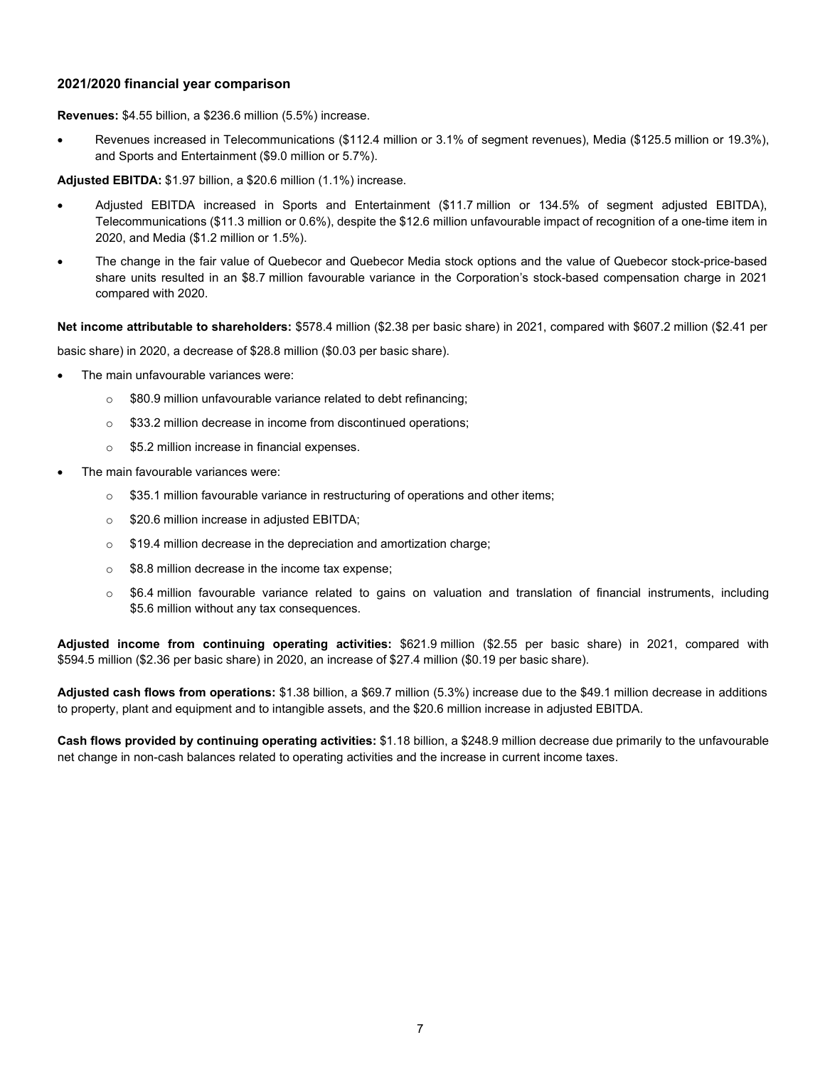### 2021/2020 financial year comparison

**Revenues:** $4.55 billion, a $236.6 million (5.5%) increase.

- Revenues increased in Telecommunications ($112.4 million or 3.1% of segment revenues), Media ($125.5 million or 19.3%), and Sports and Entertainment ($9.0 million or 5.7%).

**Adjusted EBITDA:** $1.97 billion, a $20.6 million (1.1%) increase.

- Adjusted EBITDA increased in Sports and Entertainment ($11.7 million or 134.5% of segment adjusted EBITDA), Telecommunications ($11.3 million or 0.6%), despite the $12.6 million unfavourable impact of recognition of a one-time item in 2020, and Media ($1.2 million or 1.5%).
- The change in the fair value of Quebecor and Quebecor Media stock options and the value of Quebecor stock-price-based share units resulted in an $8.7 million favourable variance in the Corporation's stock-based compensation charge in 2021 compared with 2020.

**Net income attributable to shareholders:** $578.4 million ($2.38 per basic share) in 2021, compared with $607.2 million ($2.41 per basic share) in 2020, a decrease of $28.8 million ($0.03 per basic share).

- The main unfavourable variances were:
  - $80.9 million unfavourable variance related to debt refinancing;
  - $33.2 million decrease in income from discontinued operations;
  - $5.2 million increase in financial expenses.
- The main favourable variances were:
  - $35.1 million favourable variance in restructuring of operations and other items;
  - $20.6 million increase in adjusted EBITDA;
  - $19.4 million decrease in the depreciation and amortization charge;
  - $8.8 million decrease in the income tax expense;
  - $6.4 million favourable variance related to gains on valuation and translation of financial instruments, including $5.6 million without any tax consequences.

**Adjusted income from continuing operating activities:** $621.9 million ($2.55 per basic share) in 2021, compared with $594.5 million ($2.36 per basic share) in 2020, an increase of $27.4 million ($0.19 per basic share).

**Adjusted cash flows from operations:** $1.38 billion, a $69.7 million (5.3%) increase due to the $49.1 million decrease in additions to property, plant and equipment and to intangible assets, and the $20.6 million increase in adjusted EBITDA.

**Cash flows provided by continuing operating activities:** $1.18 billion, a $248.9 million decrease due primarily to the unfavourable net change in non-cash balances related to operating activities and the increase in current income taxes.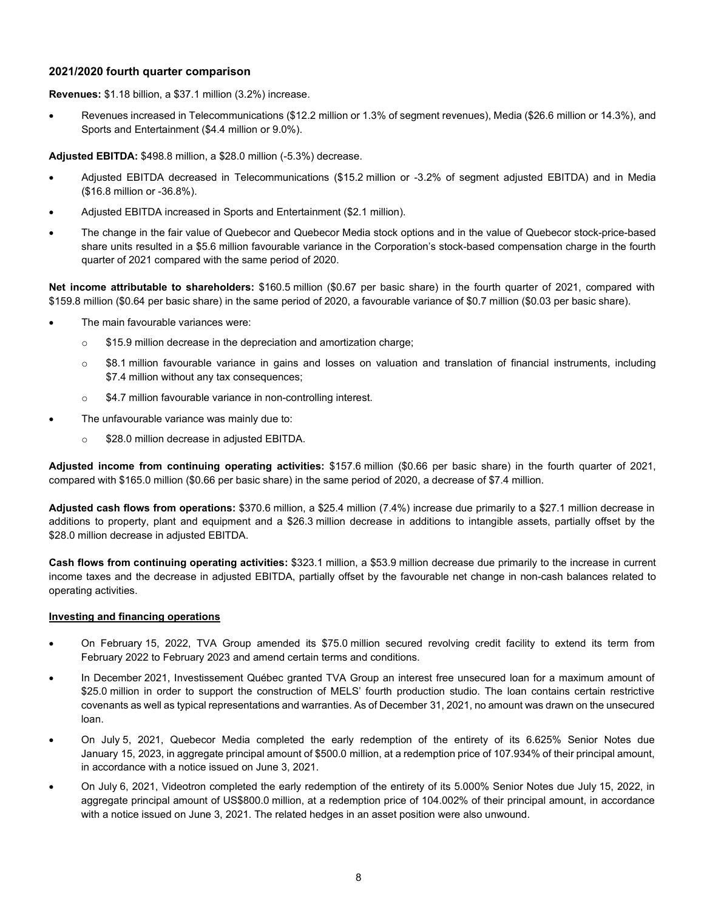### 2021/2020 fourth quarter comparison

**Revenues:** $1.18 billion, a $37.1 million (3.2%) increase.

- Revenues increased in Telecommunications ($12.2 million or 1.3% of segment revenues), Media ($26.6 million or 14.3%), and Sports and Entertainment ($4.4 million or 9.0%).

**Adjusted EBITDA:** $498.8 million, a $28.0 million (-5.3%) decrease.

- Adjusted EBITDA decreased in Telecommunications ($15.2 million or -3.2% of segment adjusted EBITDA) and in Media ($16.8 million or -36.8%).
- Adjusted EBITDA increased in Sports and Entertainment ($2.1 million).
- The change in the fair value of Quebecor and Quebecor Media stock options and in the value of Quebecor stock-price-based share units resulted in a $5.6 million favourable variance in the Corporation's stock-based compensation charge in the fourth quarter of 2021 compared with the same period of 2020.

**Net income attributable to shareholders:** $160.5 million ($0.67 per basic share) in the fourth quarter of 2021, compared with $159.8 million ($0.64 per basic share) in the same period of 2020, a favourable variance of $0.7 million ($0.03 per basic share).

- The main favourable variances were:
  - $15.9 million decrease in the depreciation and amortization charge;
  - $8.1 million favourable variance in gains and losses on valuation and translation of financial instruments, including $7.4 million without any tax consequences;
  - $4.7 million favourable variance in non-controlling interest.
- The unfavourable variance was mainly due to:
  - $28.0 million decrease in adjusted EBITDA.

**Adjusted income from continuing operating activities:** $157.6 million ($0.66 per basic share) in the fourth quarter of 2021, compared with $165.0 million ($0.66 per basic share) in the same period of 2020, a decrease of $7.4 million.

**Adjusted cash flows from operations:** $370.6 million, a $25.4 million (7.4%) increase due primarily to a $27.1 million decrease in additions to property, plant and equipment and a $26.3 million decrease in additions to intangible assets, partially offset by the $28.0 million decrease in adjusted EBITDA.

**Cash flows from continuing operating activities:** $323.1 million, a $53.9 million decrease due primarily to the increase in current income taxes and the decrease in adjusted EBITDA, partially offset by the favourable net change in non-cash balances related to operating activities.

**Investing and financing operations**

- On February 15, 2022, TVA Group amended its $75.0 million secured revolving credit facility to extend its term from February 2022 to February 2023 and amend certain terms and conditions.
- In December 2021, Investissement Québec granted TVA Group an interest free unsecured loan for a maximum amount of $25.0 million in order to support the construction of MELS' fourth production studio. The loan contains certain restrictive covenants as well as typical representations and warranties. As of December 31, 2021, no amount was drawn on the unsecured loan.
- On July 5, 2021, Quebecor Media completed the early redemption of the entirety of its 6.625% Senior Notes due January 15, 2023, in aggregate principal amount of $500.0 million, at a redemption price of 107.934% of their principal amount, in accordance with a notice issued on June 3, 2021.
- On July 6, 2021, Videotron completed the early redemption of the entirety of its 5.000% Senior Notes due July 15, 2022, in aggregate principal amount of US$800.0 million, at a redemption price of 104.002% of their principal amount, in accordance with a notice issued on June 3, 2021. The related hedges in an asset position were also unwound.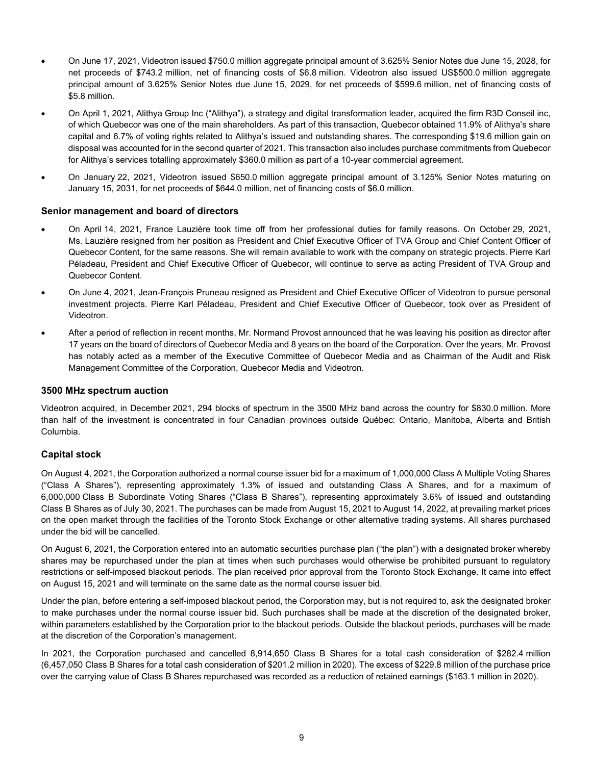- On June 17, 2021, Videotron issued $750.0 million aggregate principal amount of 3.625% Senior Notes due June 15, 2028, for net proceeds of $743.2 million, net of financing costs of $6.8 million. Videotron also issued US$500.0 million aggregate principal amount of 3.625% Senior Notes due June 15, 2029, for net proceeds of $599.6 million, net of financing costs of $5.8 million.
- On April 1, 2021, Alithya Group Inc ("Alithya"), a strategy and digital transformation leader, acquired the firm R3D Conseil inc, of which Quebecor was one of the main shareholders. As part of this transaction, Quebecor obtained 11.9% of Alithya's share capital and 6.7% of voting rights related to Alithya's issued and outstanding shares. The corresponding $19.6 million gain on disposal was accounted for in the second quarter of 2021. This transaction also includes purchase commitments from Quebecor for Alithya's services totalling approximately $360.0 million as part of a 10-year commercial agreement.
- On January 22, 2021, Videotron issued $650.0 million aggregate principal amount of 3.125% Senior Notes maturing on January 15, 2031, for net proceeds of $644.0 million, net of financing costs of $6.0 million.

### Senior management and board of directors

- On April 14, 2021, France Lauzière took time off from her professional duties for family reasons. On October 29, 2021, Ms. Lauzière resigned from her position as President and Chief Executive Officer of TVA Group and Chief Content Officer of Quebecor Content, for the same reasons. She will remain available to work with the company on strategic projects. Pierre Karl Péladeau, President and Chief Executive Officer of Quebecor, will continue to serve as acting President of TVA Group and Quebecor Content.
- On June 4, 2021, Jean-François Pruneau resigned as President and Chief Executive Officer of Videotron to pursue personal investment projects. Pierre Karl Péladeau, President and Chief Executive Officer of Quebecor, took over as President of Videotron.
- After a period of reflection in recent months, Mr. Normand Provost announced that he was leaving his position as director after 17 years on the board of directors of Quebecor Media and 8 years on the board of the Corporation. Over the years, Mr. Provost has notably acted as a member of the Executive Committee of Quebecor Media and as Chairman of the Audit and Risk Management Committee of the Corporation, Quebecor Media and Videotron.

### 3500 MHz spectrum auction

Videotron acquired, in December 2021, 294 blocks of spectrum in the 3500 MHz band across the country for $830.0 million. More than half of the investment is concentrated in four Canadian provinces outside Québec: Ontario, Manitoba, Alberta and British Columbia.

### Capital stock

On August 4, 2021, the Corporation authorized a normal course issuer bid for a maximum of 1,000,000 Class A Multiple Voting Shares ("Class A Shares"), representing approximately 1.3% of issued and outstanding Class A Shares, and for a maximum of 6,000,000 Class B Subordinate Voting Shares ("Class B Shares"), representing approximately 3.6% of issued and outstanding Class B Shares as of July 30, 2021. The purchases can be made from August 15, 2021 to August 14, 2022, at prevailing market prices on the open market through the facilities of the Toronto Stock Exchange or other alternative trading systems. All shares purchased under the bid will be cancelled.

On August 6, 2021, the Corporation entered into an automatic securities purchase plan ("the plan") with a designated broker whereby shares may be repurchased under the plan at times when such purchases would otherwise be prohibited pursuant to regulatory restrictions or self-imposed blackout periods. The plan received prior approval from the Toronto Stock Exchange. It came into effect on August 15, 2021 and will terminate on the same date as the normal course issuer bid.

Under the plan, before entering a self-imposed blackout period, the Corporation may, but is not required to, ask the designated broker to make purchases under the normal course issuer bid. Such purchases shall be made at the discretion of the designated broker, within parameters established by the Corporation prior to the blackout periods. Outside the blackout periods, purchases will be made at the discretion of the Corporation's management.

In 2021, the Corporation purchased and cancelled 8,914,650 Class B Shares for a total cash consideration of $282.4 million (6,457,050 Class B Shares for a total cash consideration of $201.2 million in 2020). The excess of $229.8 million of the purchase price over the carrying value of Class B Shares repurchased was recorded as a reduction of retained earnings ($163.1 million in 2020).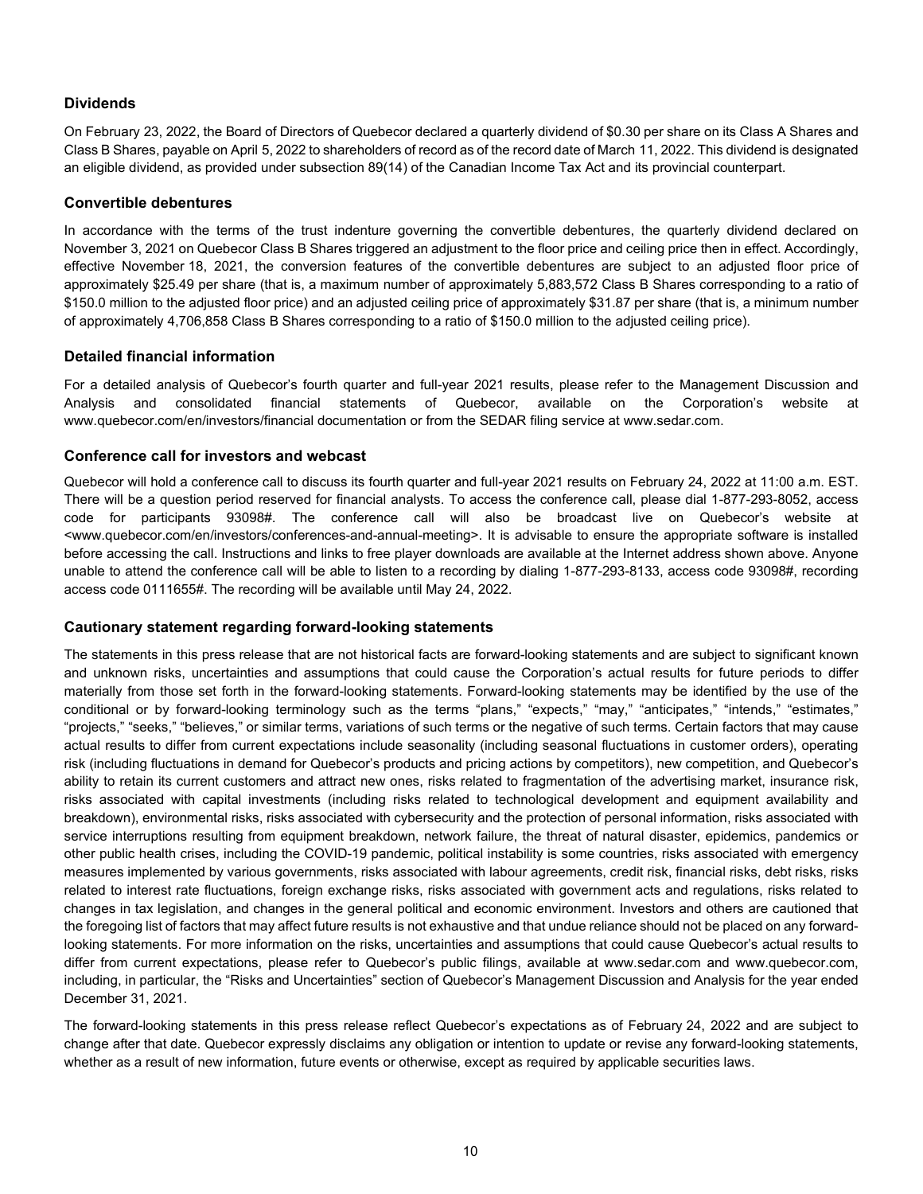## Dividends

On February 23, 2022, the Board of Directors of Quebecor declared a quarterly dividend of $0.30 per share on its Class A Shares and Class B Shares, payable on April 5, 2022 to shareholders of record as of the record date of March 11, 2022. This dividend is designated an eligible dividend, as provided under subsection 89(14) of the Canadian Income Tax Act and its provincial counterpart.

## Convertible debentures

In accordance with the terms of the trust indenture governing the convertible debentures, the quarterly dividend declared on November 3, 2021 on Quebecor Class B Shares triggered an adjustment to the floor price and ceiling price then in effect. Accordingly, effective November 18, 2021, the conversion features of the convertible debentures are subject to an adjusted floor price of approximately $25.49 per share (that is, a maximum number of approximately 5,883,572 Class B Shares corresponding to a ratio of $150.0 million to the adjusted floor price) and an adjusted ceiling price of approximately $31.87 per share (that is, a minimum number of approximately 4,706,858 Class B Shares corresponding to a ratio of $150.0 million to the adjusted ceiling price).

## Detailed financial information

For a detailed analysis of Quebecor's fourth quarter and full-year 2021 results, please refer to the Management Discussion and Analysis and consolidated financial statements of Quebecor, available on the Corporation's website at www.quebecor.com/en/investors/financial documentation or from the SEDAR filing service at www.sedar.com.

## Conference call for investors and webcast

Quebecor will hold a conference call to discuss its fourth quarter and full-year 2021 results on February 24, 2022 at 11:00 a.m. EST. There will be a question period reserved for financial analysts. To access the conference call, please dial 1-877-293-8052, access code for participants 93098#. The conference call will also be broadcast live on Quebecor's website at <www.quebecor.com/en/investors/conferences-and-annual-meeting>. It is advisable to ensure the appropriate software is installed before accessing the call. Instructions and links to free player downloads are available at the Internet address shown above. Anyone unable to attend the conference call will be able to listen to a recording by dialing 1-877-293-8133, access code 93098#, recording access code 0111655#. The recording will be available until May 24, 2022.

## Cautionary statement regarding forward-looking statements

The statements in this press release that are not historical facts are forward-looking statements and are subject to significant known and unknown risks, uncertainties and assumptions that could cause the Corporation's actual results for future periods to differ materially from those set forth in the forward-looking statements. Forward-looking statements may be identified by the use of the conditional or by forward-looking terminology such as the terms "plans," "expects," "may," "anticipates," "intends," "estimates," "projects," "seeks," "believes," or similar terms, variations of such terms or the negative of such terms. Certain factors that may cause actual results to differ from current expectations include seasonality (including seasonal fluctuations in customer orders), operating risk (including fluctuations in demand for Quebecor's products and pricing actions by competitors), new competition, and Quebecor's ability to retain its current customers and attract new ones, risks related to fragmentation of the advertising market, insurance risk, risks associated with capital investments (including risks related to technological development and equipment availability and breakdown), environmental risks, risks associated with cybersecurity and the protection of personal information, risks associated with service interruptions resulting from equipment breakdown, network failure, the threat of natural disaster, epidemics, pandemics or other public health crises, including the COVID-19 pandemic, political instability is some countries, risks associated with emergency measures implemented by various governments, risks associated with labour agreements, credit risk, financial risks, debt risks, risks related to interest rate fluctuations, foreign exchange risks, risks associated with government acts and regulations, risks related to changes in tax legislation, and changes in the general political and economic environment. Investors and others are cautioned that the foregoing list of factors that may affect future results is not exhaustive and that undue reliance should not be placed on any forward-looking statements. For more information on the risks, uncertainties and assumptions that could cause Quebecor's actual results to differ from current expectations, please refer to Quebecor's public filings, available at www.sedar.com and www.quebecor.com, including, in particular, the "Risks and Uncertainties" section of Quebecor's Management Discussion and Analysis for the year ended December 31, 2021.

The forward-looking statements in this press release reflect Quebecor's expectations as of February 24, 2022 and are subject to change after that date. Quebecor expressly disclaims any obligation or intention to update or revise any forward-looking statements, whether as a result of new information, future events or otherwise, except as required by applicable securities laws.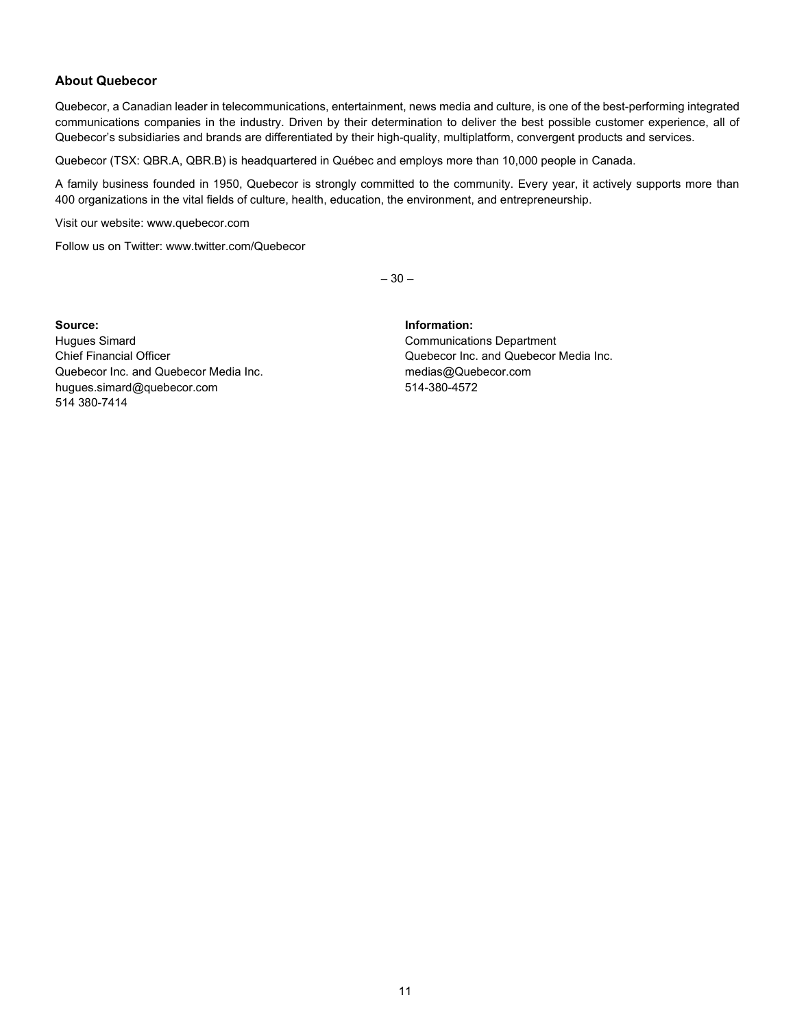## About Quebecor

Quebecor, a Canadian leader in telecommunications, entertainment, news media and culture, is one of the best-performing integrated communications companies in the industry. Driven by their determination to deliver the best possible customer experience, all of Quebecor's subsidiaries and brands are differentiated by their high-quality, multiplatform, convergent products and services.

Quebecor (TSX: QBR.A, QBR.B) is headquartered in Québec and employs more than 10,000 people in Canada.

A family business founded in 1950, Quebecor is strongly committed to the community. Every year, it actively supports more than 400 organizations in the vital fields of culture, health, education, the environment, and entrepreneurship.

Visit our website: www.quebecor.com

Follow us on Twitter: www.twitter.com/Quebecor

– 30 –

**Source:**
Hugues Simard
Chief Financial Officer
Quebecor Inc. and Quebecor Media Inc.
hugues.simard@quebecor.com
514 380-7414

**Information:**
Communications Department
Quebecor Inc. and Quebecor Media Inc.
medias@Quebecor.com
514-380-4572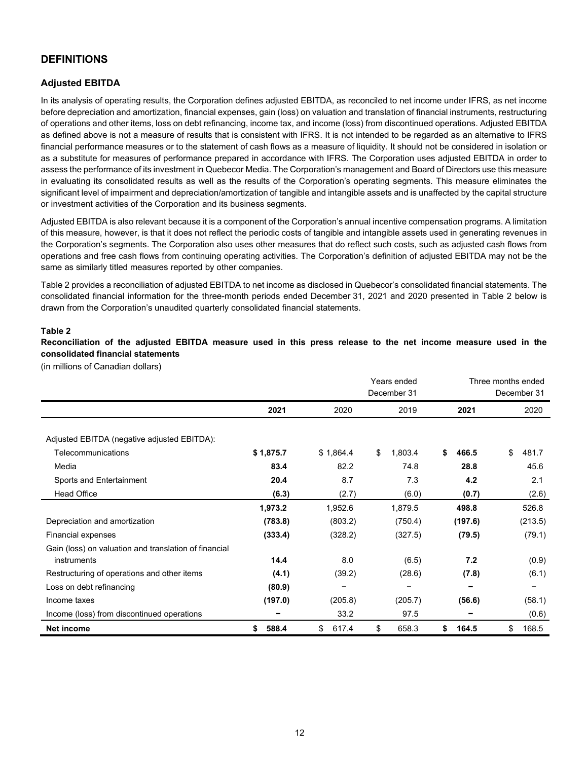## DEFINITIONS

### Adjusted EBITDA

In its analysis of operating results, the Corporation defines adjusted EBITDA, as reconciled to net income under IFRS, as net income before depreciation and amortization, financial expenses, gain (loss) on valuation and translation of financial instruments, restructuring of operations and other items, loss on debt refinancing, income tax, and income (loss) from discontinued operations. Adjusted EBITDA as defined above is not a measure of results that is consistent with IFRS. It is not intended to be regarded as an alternative to IFRS financial performance measures or to the statement of cash flows as a measure of liquidity. It should not be considered in isolation or as a substitute for measures of performance prepared in accordance with IFRS. The Corporation uses adjusted EBITDA in order to assess the performance of its investment in Quebecor Media. The Corporation's management and Board of Directors use this measure in evaluating its consolidated results as well as the results of the Corporation's operating segments. This measure eliminates the significant level of impairment and depreciation/amortization of tangible and intangible assets and is unaffected by the capital structure or investment activities of the Corporation and its business segments.

Adjusted EBITDA is also relevant because it is a component of the Corporation's annual incentive compensation programs. A limitation of this measure, however, is that it does not reflect the periodic costs of tangible and intangible assets used in generating revenues in the Corporation's segments. The Corporation also uses other measures that do reflect such costs, such as adjusted cash flows from operations and free cash flows from continuing operating activities. The Corporation's definition of adjusted EBITDA may not be the same as similarly titled measures reported by other companies.

Table 2 provides a reconciliation of adjusted EBITDA to net income as disclosed in Quebecor's consolidated financial statements. The consolidated financial information for the three-month periods ended December 31, 2021 and 2020 presented in Table 2 below is drawn from the Corporation's unaudited quarterly consolidated financial statements.

**Table 2**
**Reconciliation of the adjusted EBITDA measure used in this press release to the net income measure used in the consolidated financial statements**
(in millions of Canadian dollars)

| | Years ended December 31 | | | Three months ended December 31 | |
|---|---|---|---|---|---|
| | **2021** | 2020 | 2019 | **2021** | 2020 |
| Adjusted EBITDA (negative adjusted EBITDA): | | | | | |
| Telecommunications | **$ 1,875.7** | $ 1,864.4 | $ 1,803.4 | **$ 466.5** | $ 481.7 |
| Media | **83.4** | 82.2 | 74.8 | **28.8** | 45.6 |
| Sports and Entertainment | **20.4** | 8.7 | 7.3 | **4.2** | 2.1 |
| Head Office | **(6.3)** | (2.7) | (6.0) | **(0.7)** | (2.6) |
| | **1,973.2** | 1,952.6 | 1,879.5 | **498.8** | 526.8 |
| Depreciation and amortization | **(783.8)** | (803.2) | (750.4) | **(197.6)** | (213.5) |
| Financial expenses | **(333.4)** | (328.2) | (327.5) | **(79.5)** | (79.1) |
| Gain (loss) on valuation and translation of financial instruments | **14.4** | 8.0 | (6.5) | **7.2** | (0.9) |
| Restructuring of operations and other items | **(4.1)** | (39.2) | (28.6) | **(7.8)** | (6.1) |
| Loss on debt refinancing | **(80.9)** | – | – | **–** | – |
| Income taxes | **(197.0)** | (205.8) | (205.7) | **(56.6)** | (58.1) |
| Income (loss) from discontinued operations | **–** | 33.2 | 97.5 | **–** | (0.6) |
| **Net income** | **$ 588.4** | $ 617.4 | $ 658.3 | **$ 164.5** | $ 168.5 |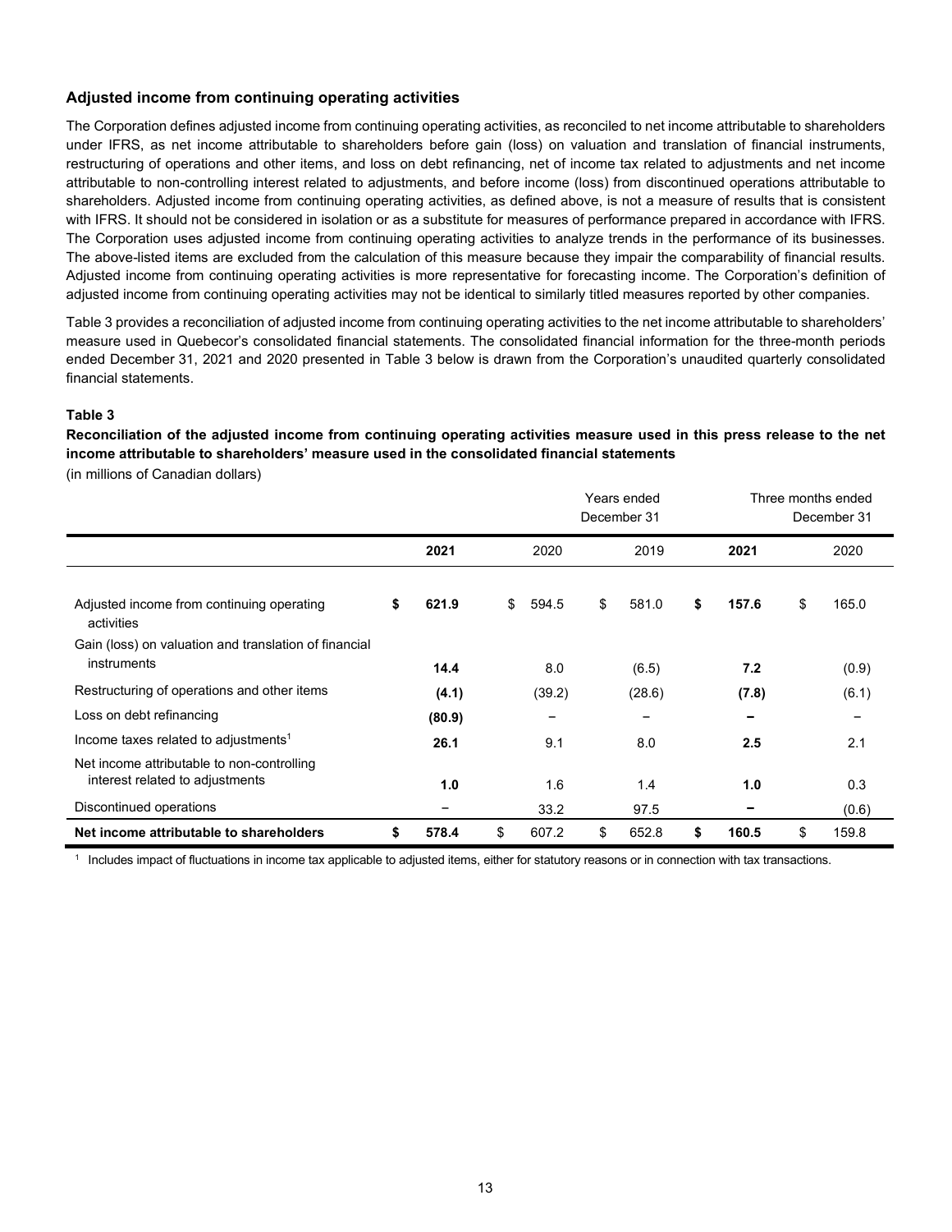### Adjusted income from continuing operating activities

The Corporation defines adjusted income from continuing operating activities, as reconciled to net income attributable to shareholders under IFRS, as net income attributable to shareholders before gain (loss) on valuation and translation of financial instruments, restructuring of operations and other items, and loss on debt refinancing, net of income tax related to adjustments and net income attributable to non-controlling interest related to adjustments, and before income (loss) from discontinued operations attributable to shareholders. Adjusted income from continuing operating activities, as defined above, is not a measure of results that is consistent with IFRS. It should not be considered in isolation or as a substitute for measures of performance prepared in accordance with IFRS. The Corporation uses adjusted income from continuing operating activities to analyze trends in the performance of its businesses. The above-listed items are excluded from the calculation of this measure because they impair the comparability of financial results. Adjusted income from continuing operating activities is more representative for forecasting income. The Corporation's definition of adjusted income from continuing operating activities may not be identical to similarly titled measures reported by other companies.

Table 3 provides a reconciliation of adjusted income from continuing operating activities to the net income attributable to shareholders' measure used in Quebecor's consolidated financial statements. The consolidated financial information for the three-month periods ended December 31, 2021 and 2020 presented in Table 3 below is drawn from the Corporation's unaudited quarterly consolidated financial statements.

**Table 3**

**Reconciliation of the adjusted income from continuing operating activities measure used in this press release to the net income attributable to shareholders' measure used in the consolidated financial statements**

(in millions of Canadian dollars)

| | Years ended December 31 | | | Three months ended December 31 | |
|---|---|---|---|---|---|
| | **2021** | 2020 | 2019 | **2021** | 2020 |
| Adjusted income from continuing operating activities | **$ 621.9** | $ 594.5 | $ 581.0 | **$ 157.6** | $ 165.0 |
| Gain (loss) on valuation and translation of financial instruments | **14.4** | 8.0 | (6.5) | **7.2** | (0.9) |
| Restructuring of operations and other items | **(4.1)** | (39.2) | (28.6) | **(7.8)** | (6.1) |
| Loss on debt refinancing | **(80.9)** | – | – | **–** | – |
| Income taxes related to adjustments[1] | **26.1** | 9.1 | 8.0 | **2.5** | 2.1 |
| Net income attributable to non-controlling interest related to adjustments | **1.0** | 1.6 | 1.4 | **1.0** | 0.3 |
| Discontinued operations | – | 33.2 | 97.5 | **–** | (0.6) |
| **Net income attributable to shareholders** | **$ 578.4** | $ 607.2 | $ 652.8 | **$ 160.5** | $ 159.8 |

[1] Includes impact of fluctuations in income tax applicable to adjusted items, either for statutory reasons or in connection with tax transactions.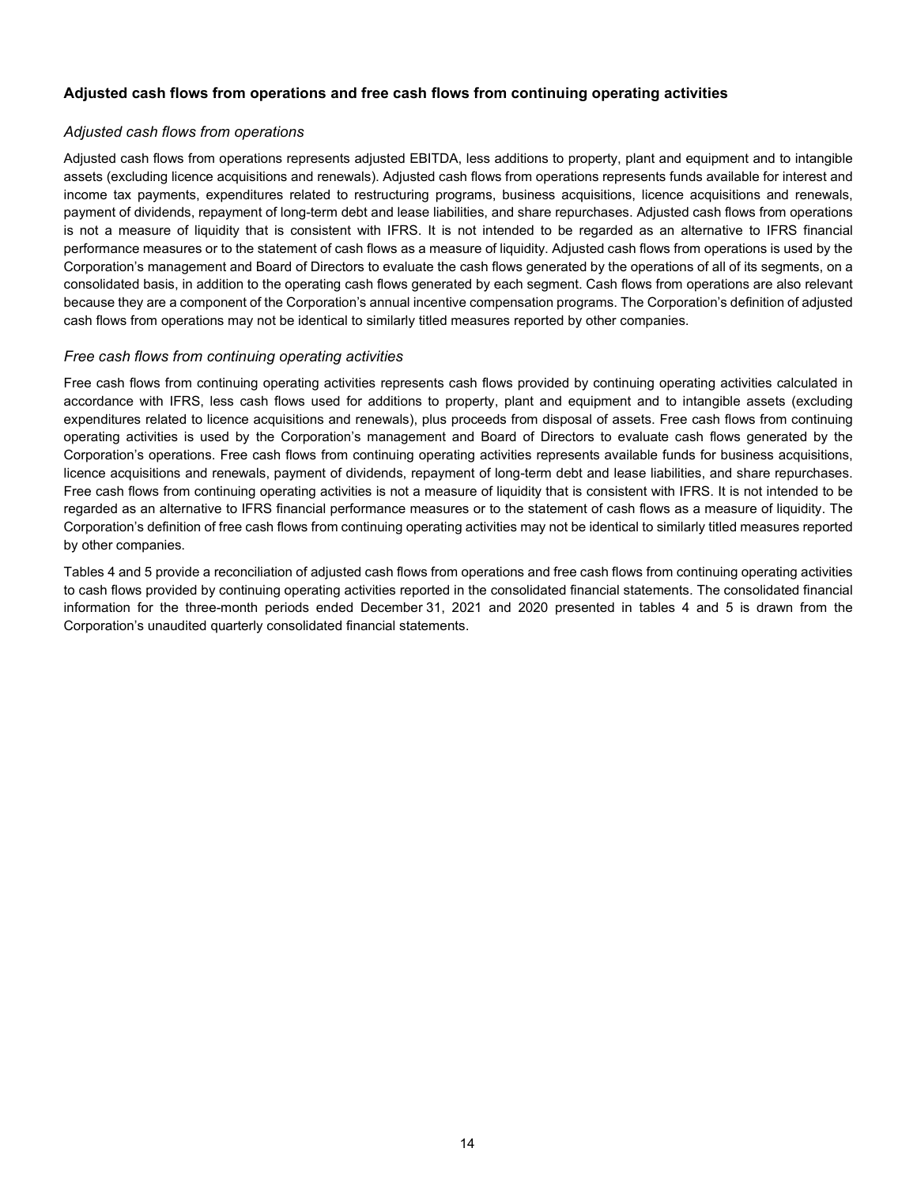### Adjusted cash flows from operations and free cash flows from continuing operating activities

*Adjusted cash flows from operations*

Adjusted cash flows from operations represents adjusted EBITDA, less additions to property, plant and equipment and to intangible assets (excluding licence acquisitions and renewals). Adjusted cash flows from operations represents funds available for interest and income tax payments, expenditures related to restructuring programs, business acquisitions, licence acquisitions and renewals, payment of dividends, repayment of long-term debt and lease liabilities, and share repurchases. Adjusted cash flows from operations is not a measure of liquidity that is consistent with IFRS. It is not intended to be regarded as an alternative to IFRS financial performance measures or to the statement of cash flows as a measure of liquidity. Adjusted cash flows from operations is used by the Corporation's management and Board of Directors to evaluate the cash flows generated by the operations of all of its segments, on a consolidated basis, in addition to the operating cash flows generated by each segment. Cash flows from operations are also relevant because they are a component of the Corporation's annual incentive compensation programs. The Corporation's definition of adjusted cash flows from operations may not be identical to similarly titled measures reported by other companies.

*Free cash flows from continuing operating activities*

Free cash flows from continuing operating activities represents cash flows provided by continuing operating activities calculated in accordance with IFRS, less cash flows used for additions to property, plant and equipment and to intangible assets (excluding expenditures related to licence acquisitions and renewals), plus proceeds from disposal of assets. Free cash flows from continuing operating activities is used by the Corporation's management and Board of Directors to evaluate cash flows generated by the Corporation's operations. Free cash flows from continuing operating activities represents available funds for business acquisitions, licence acquisitions and renewals, payment of dividends, repayment of long-term debt and lease liabilities, and share repurchases. Free cash flows from continuing operating activities is not a measure of liquidity that is consistent with IFRS. It is not intended to be regarded as an alternative to IFRS financial performance measures or to the statement of cash flows as a measure of liquidity. The Corporation's definition of free cash flows from continuing operating activities may not be identical to similarly titled measures reported by other companies.

Tables 4 and 5 provide a reconciliation of adjusted cash flows from operations and free cash flows from continuing operating activities to cash flows provided by continuing operating activities reported in the consolidated financial statements. The consolidated financial information for the three-month periods ended December 31, 2021 and 2020 presented in tables 4 and 5 is drawn from the Corporation's unaudited quarterly consolidated financial statements.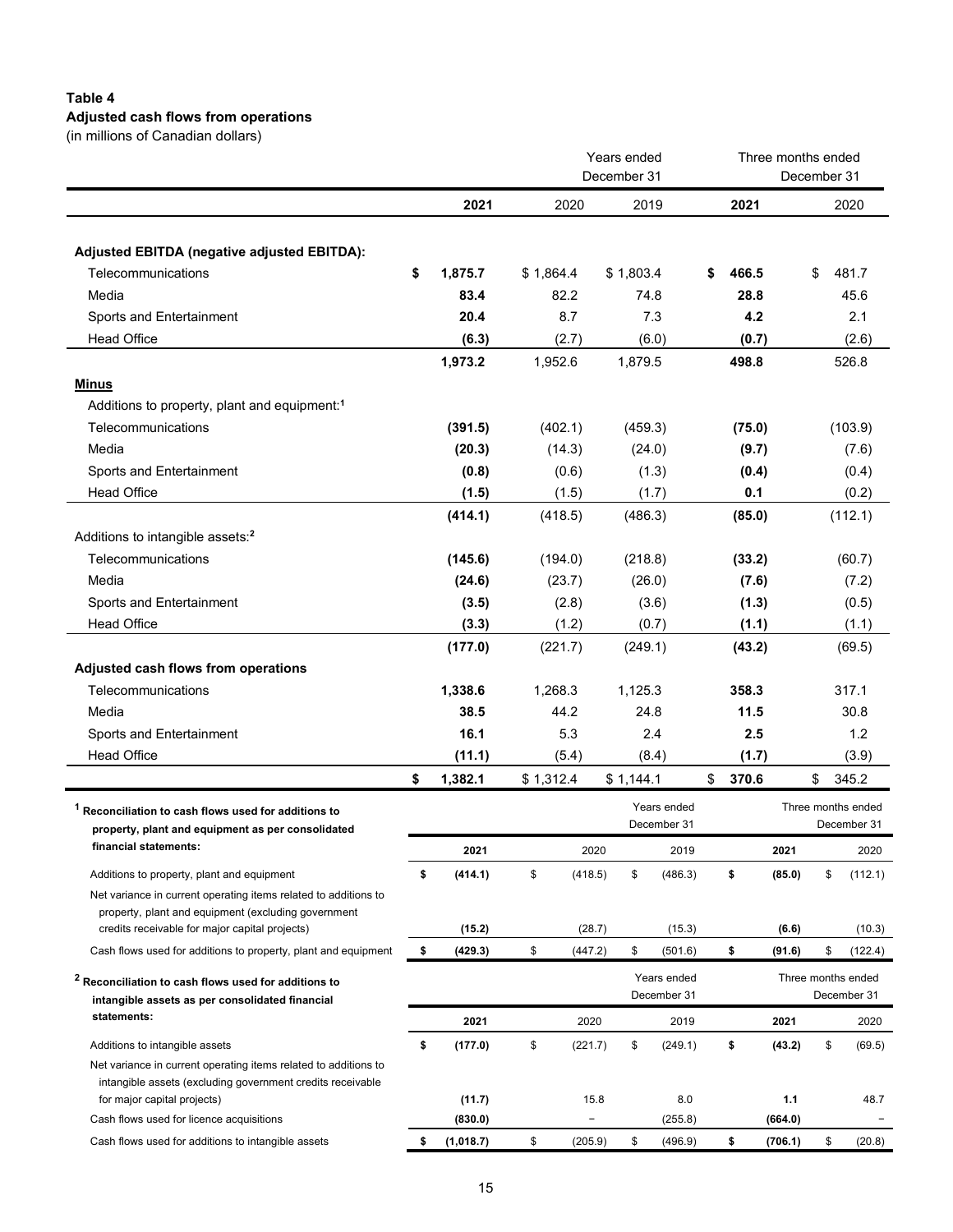**Table 4**
**Adjusted cash flows from operations**
(in millions of Canadian dollars)

| | Years ended December 31 | | | Three months ended December 31 | |
|---|---|---|---|---|---|
| | **2021** | 2020 | 2019 | **2021** | 2020 |
| **Adjusted EBITDA (negative adjusted EBITDA):** | | | | | |
| Telecommunications | **$ 1,875.7** | $ 1,864.4 | $ 1,803.4 | **$ 466.5** | $ 481.7 |
| Media | **83.4** | 82.2 | 74.8 | **28.8** | 45.6 |
| Sports and Entertainment | **20.4** | 8.7 | 7.3 | **4.2** | 2.1 |
| Head Office | **(6.3)** | (2.7) | (6.0) | **(0.7)** | (2.6) |
| | **1,973.2** | 1,952.6 | 1,879.5 | **498.8** | 526.8 |
| **Minus** | | | | | |
| Additions to property, plant and equipment:[1] | | | | | |
| Telecommunications | **(391.5)** | (402.1) | (459.3) | **(75.0)** | (103.9) |
| Media | **(20.3)** | (14.3) | (24.0) | **(9.7)** | (7.6) |
| Sports and Entertainment | **(0.8)** | (0.6) | (1.3) | **(0.4)** | (0.4) |
| Head Office | **(1.5)** | (1.5) | (1.7) | **0.1** | (0.2) |
| | **(414.1)** | (418.5) | (486.3) | **(85.0)** | (112.1) |
| Additions to intangible assets:[2] | | | | | |
| Telecommunications | **(145.6)** | (194.0) | (218.8) | **(33.2)** | (60.7) |
| Media | **(24.6)** | (23.7) | (26.0) | **(7.6)** | (7.2) |
| Sports and Entertainment | **(3.5)** | (2.8) | (3.6) | **(1.3)** | (0.5) |
| Head Office | **(3.3)** | (1.2) | (0.7) | **(1.1)** | (1.1) |
| | **(177.0)** | (221.7) | (249.1) | **(43.2)** | (69.5) |
| **Adjusted cash flows from operations** | | | | | |
| Telecommunications | **1,338.6** | 1,268.3 | 1,125.3 | **358.3** | 317.1 |
| Media | **38.5** | 44.2 | 24.8 | **11.5** | 30.8 |
| Sports and Entertainment | **16.1** | 5.3 | 2.4 | **2.5** | 1.2 |
| Head Office | **(11.1)** | (5.4) | (8.4) | **(1.7)** | (3.9) |
| | **$ 1,382.1** | $ 1,312.4 | $ 1,144.1 | **$ 370.6** | $ 345.2 |

| [1] **Reconciliation to cash flows used for additions to property, plant and equipment as per consolidated financial statements:** | Years ended December 31 | | | Three months ended December 31 | |
|---|---|---|---|---|---|
| | **2021** | 2020 | 2019 | **2021** | 2020 |
| Additions to property, plant and equipment | **$ (414.1)** | $ (418.5) | $ (486.3) | **$ (85.0)** | $ (112.1) |
| Net variance in current operating items related to additions to property, plant and equipment (excluding government credits receivable for major capital projects) | **(15.2)** | (28.7) | (15.3) | **(6.6)** | (10.3) |
| Cash flows used for additions to property, plant and equipment | **$ (429.3)** | $ (447.2) | $ (501.6) | **$ (91.6)** | $ (122.4) |

| [2] **Reconciliation to cash flows used for additions to intangible assets as per consolidated financial statements:** | Years ended December 31 | | | Three months ended December 31 | |
|---|---|---|---|---|---|
| | **2021** | 2020 | 2019 | **2021** | 2020 |
| Additions to intangible assets | **$ (177.0)** | $ (221.7) | $ (249.1) | **$ (43.2)** | $ (69.5) |
| Net variance in current operating items related to additions to intangible assets (excluding government credits receivable for major capital projects) | **(11.7)** | 15.8 | 8.0 | **1.1** | 48.7 |
| Cash flows used for licence acquisitions | **(830.0)** | – | (255.8) | **(664.0)** | – |
| Cash flows used for additions to intangible assets | **$ (1,018.7)** | $ (205.9) | $ (496.9) | **$ (706.1)** | $ (20.8) |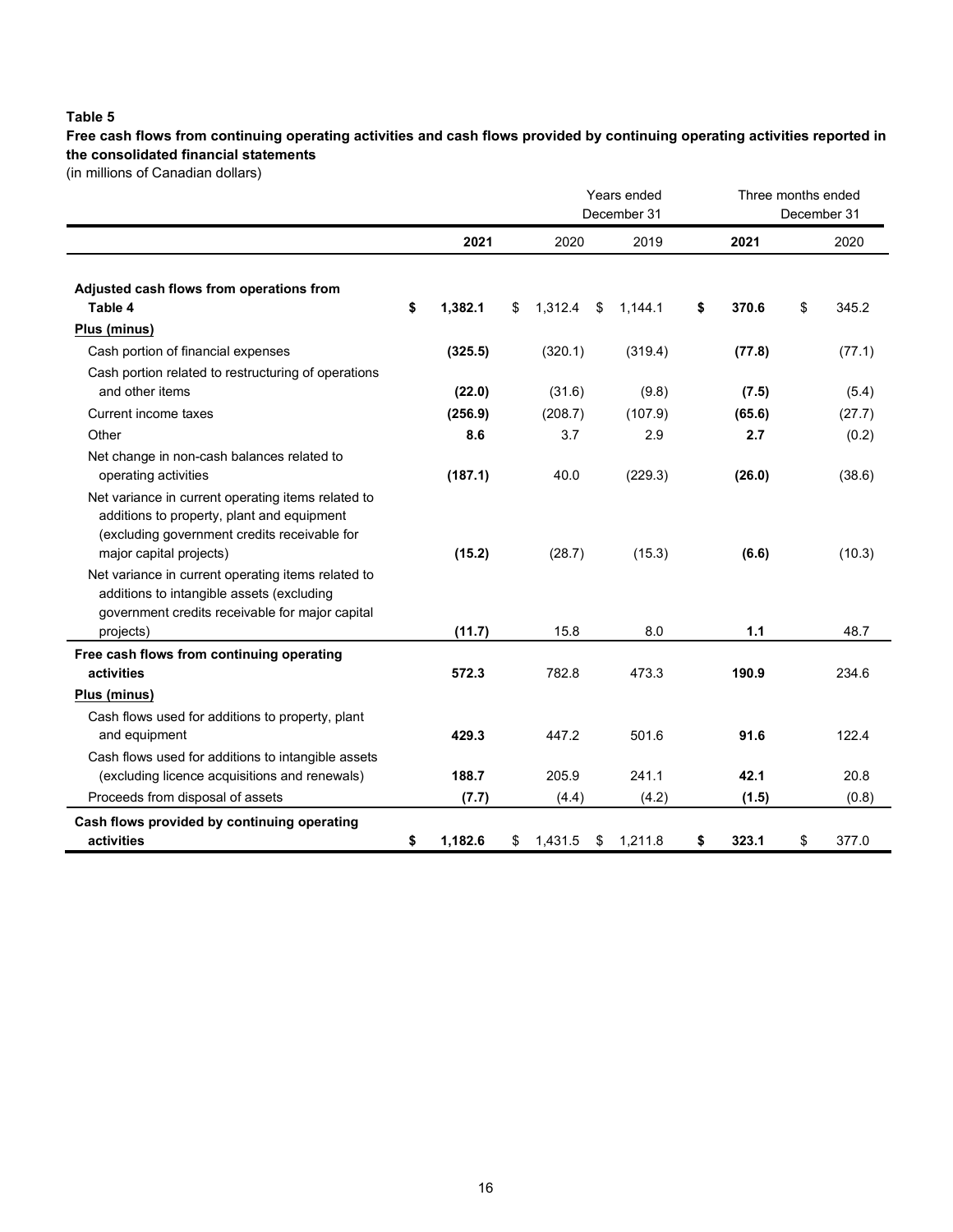**Table 5**

**Free cash flows from continuing operating activities and cash flows provided by continuing operating activities reported in the consolidated financial statements**

(in millions of Canadian dollars)

| | Years ended December 31 | | | Three months ended December 31 | |
|---|---|---|---|---|---|
| | **2021** | 2020 | 2019 | **2021** | 2020 |
| **Adjusted cash flows from operations from Table 4** | **$ 1,382.1** | $ 1,312.4 | $ 1,144.1 | **$ 370.6** | $ 345.2 |
| **Plus (minus)** | | | | | |
| Cash portion of financial expenses | **(325.5)** | (320.1) | (319.4) | **(77.8)** | (77.1) |
| Cash portion related to restructuring of operations and other items | **(22.0)** | (31.6) | (9.8) | **(7.5)** | (5.4) |
| Current income taxes | **(256.9)** | (208.7) | (107.9) | **(65.6)** | (27.7) |
| Other | **8.6** | 3.7 | 2.9 | **2.7** | (0.2) |
| Net change in non-cash balances related to operating activities | **(187.1)** | 40.0 | (229.3) | **(26.0)** | (38.6) |
| Net variance in current operating items related to additions to property, plant and equipment (excluding government credits receivable for major capital projects) | **(15.2)** | (28.7) | (15.3) | **(6.6)** | (10.3) |
| Net variance in current operating items related to additions to intangible assets (excluding government credits receivable for major capital projects) | **(11.7)** | 15.8 | 8.0 | **1.1** | 48.7 |
| **Free cash flows from continuing operating activities** | **572.3** | 782.8 | 473.3 | **190.9** | 234.6 |
| **Plus (minus)** | | | | | |
| Cash flows used for additions to property, plant and equipment | **429.3** | 447.2 | 501.6 | **91.6** | 122.4 |
| Cash flows used for additions to intangible assets (excluding licence acquisitions and renewals) | **188.7** | 205.9 | 241.1 | **42.1** | 20.8 |
| Proceeds from disposal of assets | **(7.7)** | (4.4) | (4.2) | **(1.5)** | (0.8) |
| **Cash flows provided by continuing operating activities** | **$ 1,182.6** | $ 1,431.5 | $ 1,211.8 | **$ 323.1** | $ 377.0 |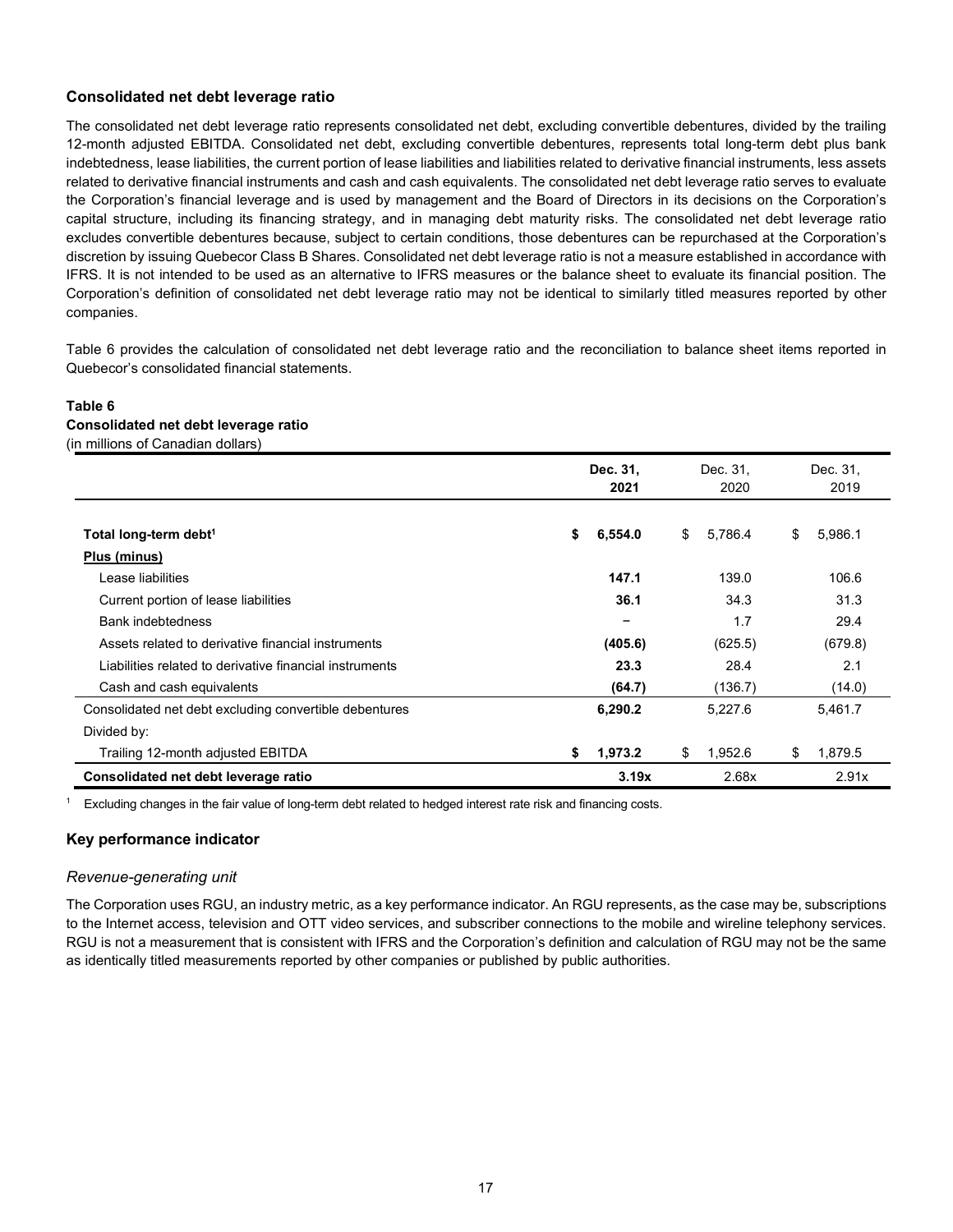### Consolidated net debt leverage ratio

The consolidated net debt leverage ratio represents consolidated net debt, excluding convertible debentures, divided by the trailing 12-month adjusted EBITDA. Consolidated net debt, excluding convertible debentures, represents total long-term debt plus bank indebtedness, lease liabilities, the current portion of lease liabilities and liabilities related to derivative financial instruments, less assets related to derivative financial instruments and cash and cash equivalents. The consolidated net debt leverage ratio serves to evaluate the Corporation's financial leverage and is used by management and the Board of Directors in its decisions on the Corporation's capital structure, including its financing strategy, and in managing debt maturity risks. The consolidated net debt leverage ratio excludes convertible debentures because, subject to certain conditions, those debentures can be repurchased at the Corporation's discretion by issuing Quebecor Class B Shares. Consolidated net debt leverage ratio is not a measure established in accordance with IFRS. It is not intended to be used as an alternative to IFRS measures or the balance sheet to evaluate its financial position. The Corporation's definition of consolidated net debt leverage ratio may not be identical to similarly titled measures reported by other companies.

Table 6 provides the calculation of consolidated net debt leverage ratio and the reconciliation to balance sheet items reported in Quebecor's consolidated financial statements.

**Table 6**
**Consolidated net debt leverage ratio**
(in millions of Canadian dollars)

| | **Dec. 31, 2021** | Dec. 31, 2020 | Dec. 31, 2019 |
|---|---|---|---|
| **Total long-term debt[1]** | **$ 6,554.0** | $ 5,786.4 | $ 5,986.1 |
| **Plus (minus)** | | | |
| Lease liabilities | **147.1** | 139.0 | 106.6 |
| Current portion of lease liabilities | **36.1** | 34.3 | 31.3 |
| Bank indebtedness | **–** | 1.7 | 29.4 |
| Assets related to derivative financial instruments | **(405.6)** | (625.5) | (679.8) |
| Liabilities related to derivative financial instruments | **23.3** | 28.4 | 2.1 |
| Cash and cash equivalents | **(64.7)** | (136.7) | (14.0) |
| Consolidated net debt excluding convertible debentures | **6,290.2** | 5,227.6 | 5,461.7 |
| Divided by: | | | |
| Trailing 12-month adjusted EBITDA | **$ 1,973.2** | $ 1,952.6 | $ 1,879.5 |
| **Consolidated net debt leverage ratio** | **3.19x** | 2.68x | 2.91x |

[1] Excluding changes in the fair value of long-term debt related to hedged interest rate risk and financing costs.

### Key performance indicator

*Revenue-generating unit*

The Corporation uses RGU, an industry metric, as a key performance indicator. An RGU represents, as the case may be, subscriptions to the Internet access, television and OTT video services, and subscriber connections to the mobile and wireline telephony services. RGU is not a measurement that is consistent with IFRS and the Corporation's definition and calculation of RGU may not be the same as identically titled measurements reported by other companies or published by public authorities.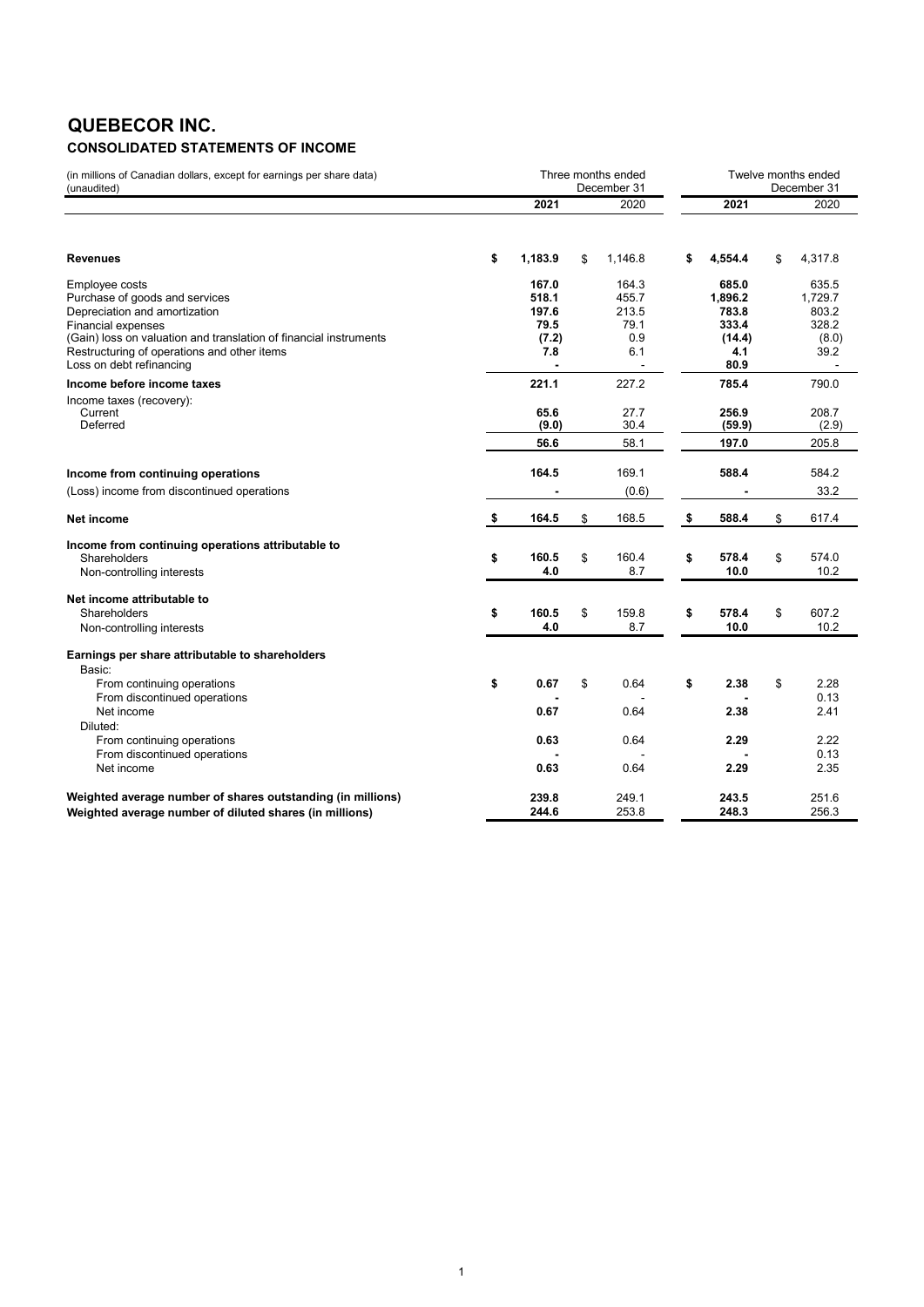# QUEBECOR INC.

## CONSOLIDATED STATEMENTS OF INCOME

| (in millions of Canadian dollars, except for earnings per share data) (unaudited) | Three months ended December 31 | | Twelve months ended December 31 | |
|---|---|---|---|---|
| | **2021** | 2020 | **2021** | 2020 |
| **Revenues** | **$ 1,183.9** | $ 1,146.8 | **$ 4,554.4** | $ 4,317.8 |
| Employee costs | **167.0** | 164.3 | **685.0** | 635.5 |
| Purchase of goods and services | **518.1** | 455.7 | **1,896.2** | 1,729.7 |
| Depreciation and amortization | **197.6** | 213.5 | **783.8** | 803.2 |
| Financial expenses | **79.5** | 79.1 | **333.4** | 328.2 |
| (Gain) loss on valuation and translation of financial instruments | **(7.2)** | 0.9 | **(14.4)** | (8.0) |
| Restructuring of operations and other items | **7.8** | 6.1 | **4.1** | 39.2 |
| Loss on debt refinancing | **-** | - | **80.9** | - |
| **Income before income taxes** | **221.1** | 227.2 | **785.4** | 790.0 |
| Income taxes (recovery): | | | | |
| Current | **65.6** | 27.7 | **256.9** | 208.7 |
| Deferred | **(9.0)** | 30.4 | **(59.9)** | (2.9) |
| | **56.6** | 58.1 | **197.0** | 205.8 |
| **Income from continuing operations** | **164.5** | 169.1 | **588.4** | 584.2 |
| (Loss) income from discontinued operations | **-** | (0.6) | **-** | 33.2 |
| **Net income** | **$ 164.5** | $ 168.5 | **$ 588.4** | $ 617.4 |
| **Income from continuing operations attributable to** | | | | |
| Shareholders | **$ 160.5** | $ 160.4 | **$ 578.4** | $ 574.0 |
| Non-controlling interests | **4.0** | 8.7 | **10.0** | 10.2 |
| **Net income attributable to** | | | | |
| Shareholders | **$ 160.5** | $ 159.8 | **$ 578.4** | $ 607.2 |
| Non-controlling interests | **4.0** | 8.7 | **10.0** | 10.2 |
| **Earnings per share attributable to shareholders** | | | | |
| Basic: | | | | |
| From continuing operations | **$ 0.67** | $ 0.64 | **$ 2.38** | $ 2.28 |
| From discontinued operations | **-** | - | **-** | 0.13 |
| Net income | **0.67** | 0.64 | **2.38** | 2.41 |
| Diluted: | | | | |
| From continuing operations | **0.63** | 0.64 | **2.29** | 2.22 |
| From discontinued operations | **-** | - | **-** | 0.13 |
| Net income | **0.63** | 0.64 | **2.29** | 2.35 |
| **Weighted average number of shares outstanding (in millions)** | **239.8** | 249.1 | **243.5** | 251.6 |
| **Weighted average number of diluted shares (in millions)** | **244.6** | 253.8 | **248.3** | 256.3 |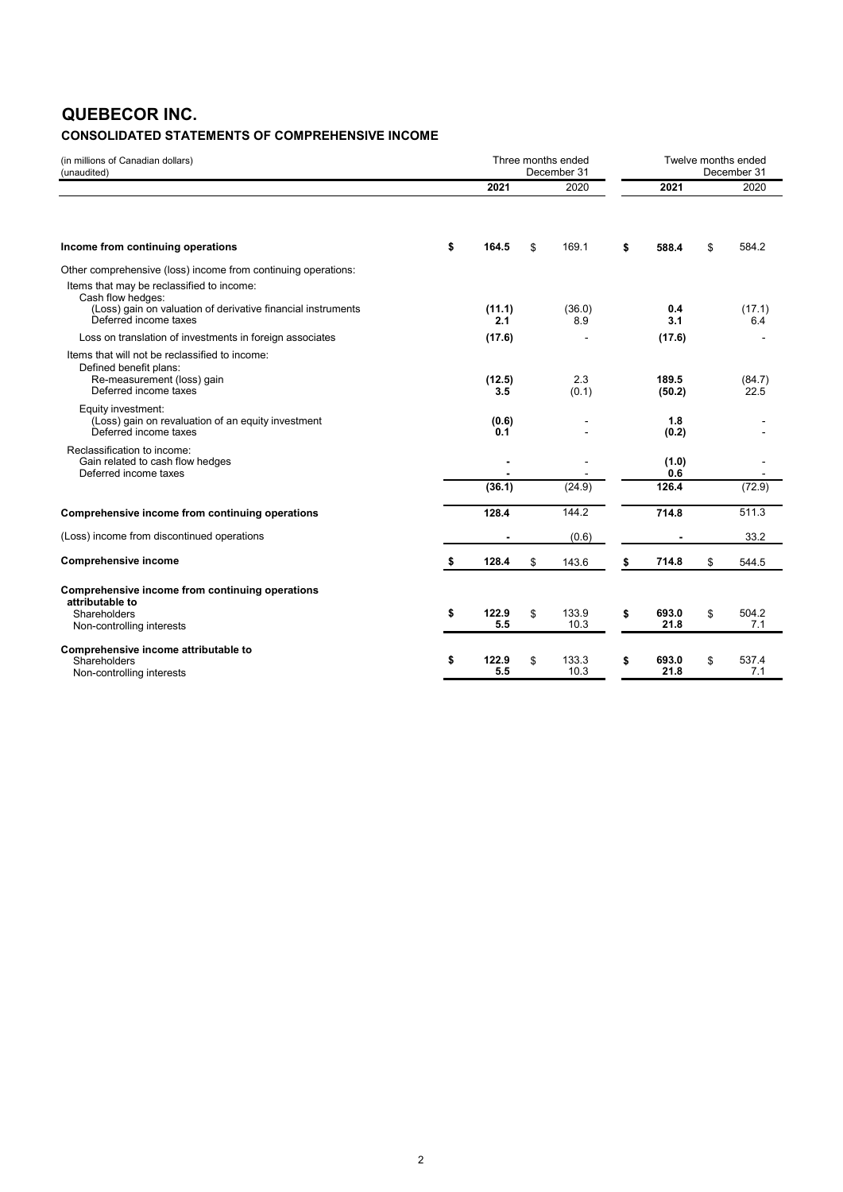# QUEBECOR INC.

## CONSOLIDATED STATEMENTS OF COMPREHENSIVE INCOME

| (in millions of Canadian dollars) (unaudited) | Three months ended December 31 | | Twelve months ended December 31 | |
|---|---|---|---|---|
| | **2021** | 2020 | **2021** | 2020 |
| **Income from continuing operations** | **$ 164.5** | $ 169.1 | **$ 588.4** | $ 584.2 |
| Other comprehensive (loss) income from continuing operations: | | | | |
| Items that may be reclassified to income: | | | | |
| Cash flow hedges: | | | | |
| (Loss) gain on valuation of derivative financial instruments | **(11.1)** | (36.0) | **0.4** | (17.1) |
| Deferred income taxes | **2.1** | 8.9 | **3.1** | 6.4 |
| Loss on translation of investments in foreign associates | **(17.6)** | - | **(17.6)** | - |
| Items that will not be reclassified to income: | | | | |
| Defined benefit plans: | | | | |
| Re-measurement (loss) gain | **(12.5)** | 2.3 | **189.5** | (84.7) |
| Deferred income taxes | **3.5** | (0.1) | **(50.2)** | 22.5 |
| Equity investment: | | | | |
| (Loss) gain on revaluation of an equity investment | **(0.6)** | - | **1.8** | - |
| Deferred income taxes | **0.1** | - | **(0.2)** | - |
| Reclassification to income: | | | | |
| Gain related to cash flow hedges | **-** | - | **(1.0)** | - |
| Deferred income taxes | **-** | - | **0.6** | - |
| | **(36.1)** | (24.9) | **126.4** | (72.9) |
| **Comprehensive income from continuing operations** | **128.4** | 144.2 | **714.8** | 511.3 |
| (Loss) income from discontinued operations | **-** | (0.6) | **-** | 33.2 |
| **Comprehensive income** | **$ 128.4** | $ 143.6 | **$ 714.8** | $ 544.5 |
| **Comprehensive income from continuing operations attributable to** | | | | |
| Shareholders | **$ 122.9** | $ 133.9 | **$ 693.0** | $ 504.2 |
| Non-controlling interests | **5.5** | 10.3 | **21.8** | 7.1 |
| **Comprehensive income attributable to** | | | | |
| Shareholders | **$ 122.9** | $ 133.3 | **$ 693.0** | $ 537.4 |
| Non-controlling interests | **5.5** | 10.3 | **21.8** | 7.1 |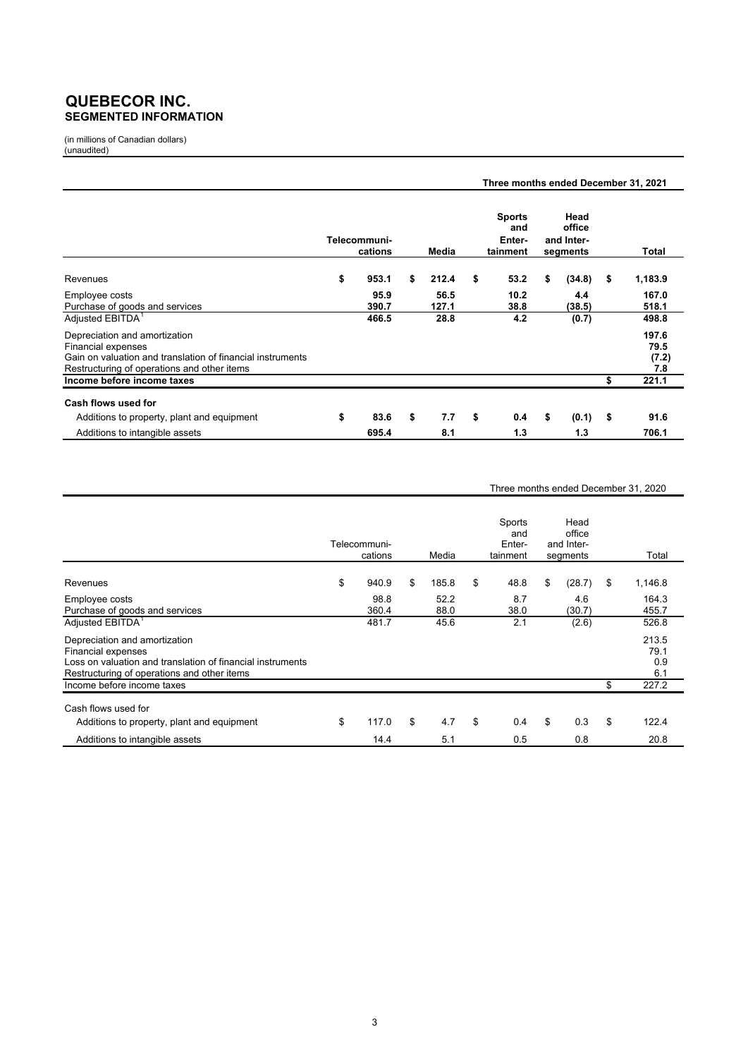# QUEBECOR INC.
## SEGMENTED INFORMATION

(in millions of Canadian dollars)
(unaudited)

| | | | | | Three months ended December 31, 2021 |
|---|---|---|---|---|---|
| | Telecommuni-cations | Media | Sports and Enter-tainment | Head office and Inter-segments | Total |
| Revenues | $ 953.1 | $ 212.4 | $ 53.2 | $ (34.8) | $ 1,183.9 |
| Employee costs | 95.9 | 56.5 | 10.2 | 4.4 | 167.0 |
| Purchase of goods and services | 390.7 | 127.1 | 38.8 | (38.5) | 518.1 |
| Adjusted EBITDA[1] | 466.5 | 28.8 | 4.2 | (0.7) | 498.8 |
| Depreciation and amortization | | | | | 197.6 |
| Financial expenses | | | | | 79.5 |
| Gain on valuation and translation of financial instruments | | | | | (7.2) |
| Restructuring of operations and other items | | | | | 7.8 |
| **Income before income taxes** | | | | | $ 221.1 |
| **Cash flows used for** | | | | | |
| Additions to property, plant and equipment | $ 83.6 | $ 7.7 | $ 0.4 | $ (0.1) | $ 91.6 |
| Additions to intangible assets | 695.4 | 8.1 | 1.3 | 1.3 | 706.1 |

| | | | | | Three months ended December 31, 2020 |
|---|---|---|---|---|---|
| | Telecommuni-cations | Media | Sports and Enter-tainment | Head office and Inter-segments | Total |
| Revenues | $ 940.9 | $ 185.8 | $ 48.8 | $ (28.7) | $ 1,146.8 |
| Employee costs | 98.8 | 52.2 | 8.7 | 4.6 | 164.3 |
| Purchase of goods and services | 360.4 | 88.0 | 38.0 | (30.7) | 455.7 |
| Adjusted EBITDA[1] | 481.7 | 45.6 | 2.1 | (2.6) | 526.8 |
| Depreciation and amortization | | | | | 213.5 |
| Financial expenses | | | | | 79.1 |
| Loss on valuation and translation of financial instruments | | | | | 0.9 |
| Restructuring of operations and other items | | | | | 6.1 |
| Income before income taxes | | | | | $ 227.2 |
| Cash flows used for | | | | | |
| Additions to property, plant and equipment | $ 117.0 | $ 4.7 | $ 0.4 | $ 0.3 | $ 122.4 |
| Additions to intangible assets | 14.4 | 5.1 | 0.5 | 0.8 | 20.8 |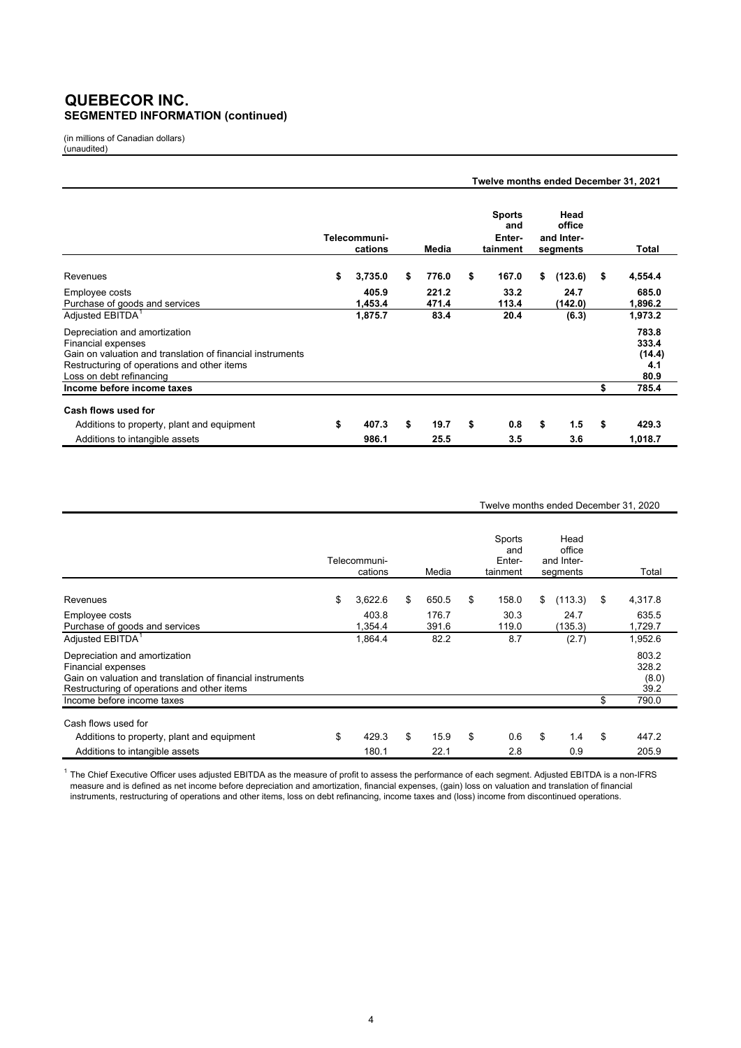# QUEBECOR INC.
## SEGMENTED INFORMATION (continued)

(in millions of Canadian dollars)
(unaudited)

**Twelve months ended December 31, 2021**

| | Telecommuni-cations | Media | Sports and Enter-tainment | Head office and Inter-segments | Total |
|---|---|---|---|---|---|
| Revenues | $ 3,735.0 | $ 776.0 | $ 167.0 | $ (123.6) | $ 4,554.4 |
| Employee costs | 405.9 | 221.2 | 33.2 | 24.7 | 685.0 |
| Purchase of goods and services | 1,453.4 | 471.4 | 113.4 | (142.0) | 1,896.2 |
| Adjusted EBITDA[1] | 1,875.7 | 83.4 | 20.4 | (6.3) | 1,973.2 |
| Depreciation and amortization | | | | | 783.8 |
| Financial expenses | | | | | 333.4 |
| Gain on valuation and translation of financial instruments | | | | | (14.4) |
| Restructuring of operations and other items | | | | | 4.1 |
| Loss on debt refinancing | | | | | 80.9 |
| **Income before income taxes** | | | | | $ 785.4 |
| **Cash flows used for** | | | | | |
| Additions to property, plant and equipment | $ 407.3 | $ 19.7 | $ 0.8 | $ 1.5 | $ 429.3 |
| Additions to intangible assets | 986.1 | 25.5 | 3.5 | 3.6 | 1,018.7 |

Twelve months ended December 31, 2020

| | Telecommuni-cations | Media | Sports and Enter-tainment | Head office and Inter-segments | Total |
|---|---|---|---|---|---|
| Revenues | $ 3,622.6 | $ 650.5 | $ 158.0 | $ (113.3) | $ 4,317.8 |
| Employee costs | 403.8 | 176.7 | 30.3 | 24.7 | 635.5 |
| Purchase of goods and services | 1,354.4 | 391.6 | 119.0 | (135.3) | 1,729.7 |
| Adjusted EBITDA[1] | 1,864.4 | 82.2 | 8.7 | (2.7) | 1,952.6 |
| Depreciation and amortization | | | | | 803.2 |
| Financial expenses | | | | | 328.2 |
| Gain on valuation and translation of financial instruments | | | | | (8.0) |
| Restructuring of operations and other items | | | | | 39.2 |
| Income before income taxes | | | | | $ 790.0 |
| Cash flows used for | | | | | |
| Additions to property, plant and equipment | $ 429.3 | $ 15.9 | $ 0.6 | $ 1.4 | $ 447.2 |
| Additions to intangible assets | 180.1 | 22.1 | 2.8 | 0.9 | 205.9 |

[1] The Chief Executive Officer uses adjusted EBITDA as the measure of profit to assess the performance of each segment. Adjusted EBITDA is a non-IFRS measure and is defined as net income before depreciation and amortization, financial expenses, (gain) loss on valuation and translation of financial instruments, restructuring of operations and other items, loss on debt refinancing, income taxes and (loss) income from discontinued operations.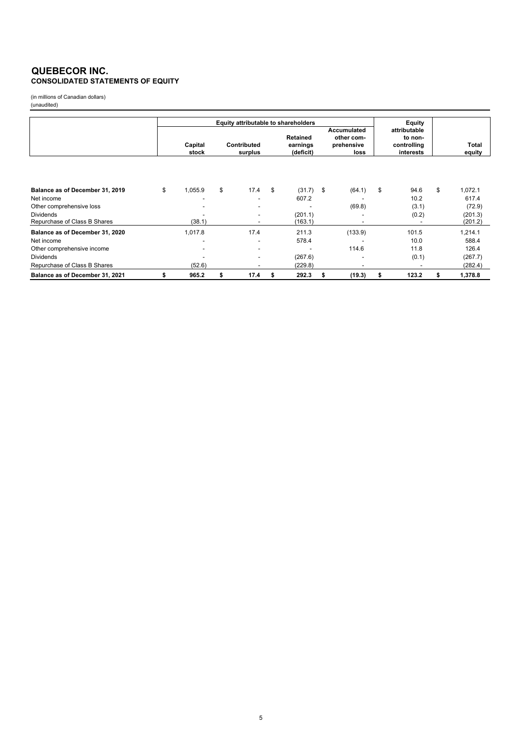# QUEBECOR INC.
## CONSOLIDATED STATEMENTS OF EQUITY

(in millions of Canadian dollars)
(unaudited)

| | Equity attributable to shareholders | | | | Equity attributable to non-controlling interests | |
|---|---|---|---|---|---|---|
| | Capital stock | Contributed surplus | Retained earnings (deficit) | Accumulated other comprehensive loss | | Total equity |
| **Balance as of December 31, 2019** | $ 1,055.9 | $ 17.4 | $ (31.7) | $ (64.1) | $ 94.6 | $ 1,072.1 |
| Net income | - | - | 607.2 | - | 10.2 | 617.4 |
| Other comprehensive loss | - | - | - | (69.8) | (3.1) | (72.9) |
| Dividends | - | - | (201.1) | - | (0.2) | (201.3) |
| Repurchase of Class B Shares | (38.1) | - | (163.1) | - | - | (201.2) |
| **Balance as of December 31, 2020** | 1,017.8 | 17.4 | 211.3 | (133.9) | 101.5 | 1,214.1 |
| Net income | - | - | 578.4 | - | 10.0 | 588.4 |
| Other comprehensive income | - | - | - | 114.6 | 11.8 | 126.4 |
| Dividends | - | - | (267.6) | - | (0.1) | (267.7) |
| Repurchase of Class B Shares | (52.6) | - | (229.8) | - | - | (282.4) |
| **Balance as of December 31, 2021** | **$ 965.2** | **$ 17.4** | **$ 292.3** | **$ (19.3)** | **$ 123.2** | **$ 1,378.8** |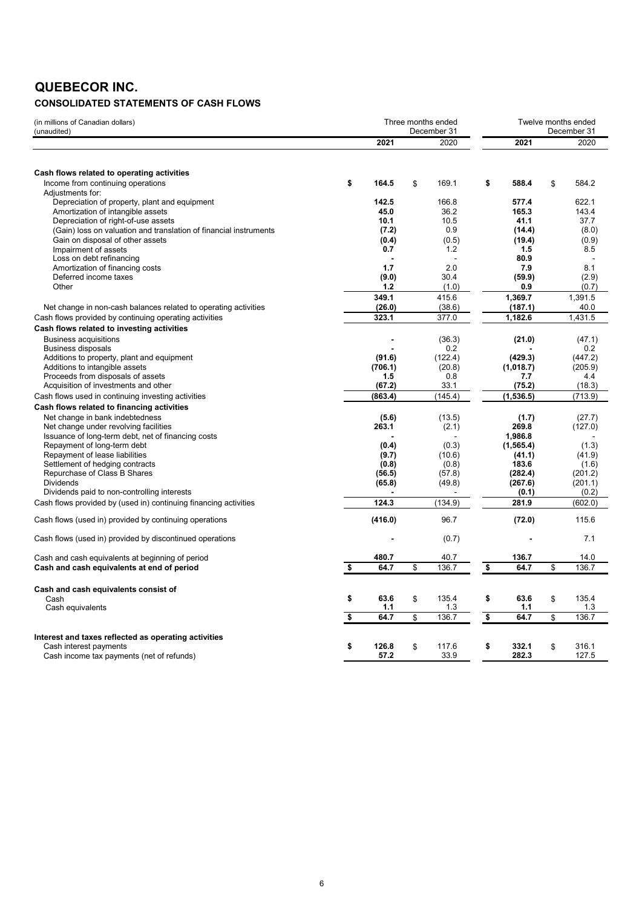# QUEBECOR INC.

## CONSOLIDATED STATEMENTS OF CASH FLOWS

| (in millions of Canadian dollars) (unaudited) | Three months ended December 31 | | Twelve months ended December 31 | |
|---|---|---|---|---|
| | **2021** | 2020 | **2021** | 2020 |
| **Cash flows related to operating activities** | | | | |
| Income from continuing operations | **$ 164.5** | $ 169.1 | **$ 588.4** | $ 584.2 |
| Adjustments for: | | | | |
| Depreciation of property, plant and equipment | **142.5** | 166.8 | **577.4** | 622.1 |
| Amortization of intangible assets | **45.0** | 36.2 | **165.3** | 143.4 |
| Depreciation of right-of-use assets | **10.1** | 10.5 | **41.1** | 37.7 |
| (Gain) loss on valuation and translation of financial instruments | **(7.2)** | 0.9 | **(14.4)** | (8.0) |
| Gain on disposal of other assets | **(0.4)** | (0.5) | **(19.4)** | (0.9) |
| Impairment of assets | **0.7** | 1.2 | **1.5** | 8.5 |
| Loss on debt refinancing | **-** | - | **80.9** | - |
| Amortization of financing costs | **1.7** | 2.0 | **7.9** | 8.1 |
| Deferred income taxes | **(9.0)** | 30.4 | **(59.9)** | (2.9) |
| Other | **1.2** | (1.0) | **0.9** | (0.7) |
| | **349.1** | 415.6 | **1,369.7** | 1,391.5 |
| Net change in non-cash balances related to operating activities | **(26.0)** | (38.6) | **(187.1)** | 40.0 |
| Cash flows provided by continuing operating activities | **323.1** | 377.0 | **1,182.6** | 1,431.5 |
| **Cash flows related to investing activities** | | | | |
| Business acquisitions | **-** | (36.3) | **(21.0)** | (47.1) |
| Business disposals | **-** | 0.2 | **-** | 0.2 |
| Additions to property, plant and equipment | **(91.6)** | (122.4) | **(429.3)** | (447.2) |
| Additions to intangible assets | **(706.1)** | (20.8) | **(1,018.7)** | (205.9) |
| Proceeds from disposals of assets | **1.5** | 0.8 | **7.7** | 4.4 |
| Acquisition of investments and other | **(67.2)** | 33.1 | **(75.2)** | (18.3) |
| Cash flows used in continuing investing activities | **(863.4)** | (145.4) | **(1,536.5)** | (713.9) |
| **Cash flows related to financing activities** | | | | |
| Net change in bank indebtedness | **(5.6)** | (13.5) | **(1.7)** | (27.7) |
| Net change under revolving facilities | **263.1** | (2.1) | **269.8** | (127.0) |
| Issuance of long-term debt, net of financing costs | **-** | - | **1,986.8** | - |
| Repayment of long-term debt | **(0.4)** | (0.3) | **(1,565.4)** | (1.3) |
| Repayment of lease liabilities | **(9.7)** | (10.6) | **(41.1)** | (41.9) |
| Settlement of hedging contracts | **(0.8)** | (0.8) | **183.6** | (1.6) |
| Repurchase of Class B Shares | **(56.5)** | (57.8) | **(282.4)** | (201.2) |
| Dividends | **(65.8)** | (49.8) | **(267.6)** | (201.1) |
| Dividends paid to non-controlling interests | **-** | - | **(0.1)** | (0.2) |
| Cash flows provided by (used in) continuing financing activities | **124.3** | (134.9) | **281.9** | (602.0) |
| Cash flows (used in) provided by continuing operations | **(416.0)** | 96.7 | **(72.0)** | 115.6 |
| Cash flows (used in) provided by discontinued operations | **-** | (0.7) | **-** | 7.1 |
| Cash and cash equivalents at beginning of period | **480.7** | 40.7 | **136.7** | 14.0 |
| **Cash and cash equivalents at end of period** | **$ 64.7** | $ 136.7 | **$ 64.7** | $ 136.7 |
| **Cash and cash equivalents consist of** | | | | |
| Cash | **$ 63.6** | $ 135.4 | **$ 63.6** | $ 135.4 |
| Cash equivalents | **1.1** | 1.3 | **1.1** | 1.3 |
| | **$ 64.7** | $ 136.7 | **$ 64.7** | $ 136.7 |
| **Interest and taxes reflected as operating activities** | | | | |
| Cash interest payments | **$ 126.8** | $ 117.6 | **$ 332.1** | $ 316.1 |
| Cash income tax payments (net of refunds) | **57.2** | 33.9 | **282.3** | 127.5 |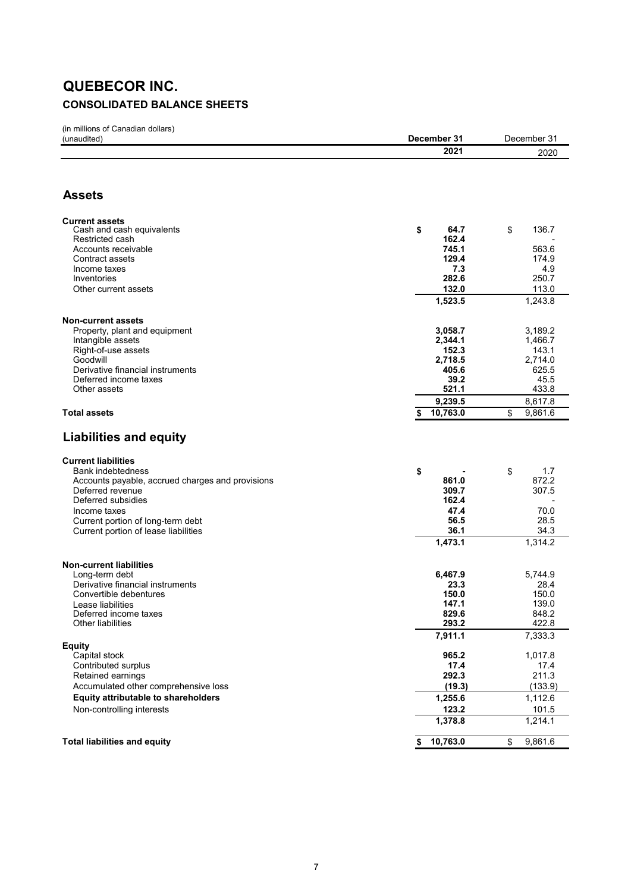# QUEBECOR INC.

## CONSOLIDATED BALANCE SHEETS

(in millions of Canadian dollars)
(unaudited)

| | December 31 2021 | December 31 2020 |
|---|---|---|
| **Assets** | | |
| **Current assets** | | |
| Cash and cash equivalents | **$ 64.7** | $ 136.7 |
| Restricted cash | **162.4** | - |
| Accounts receivable | **745.1** | 563.6 |
| Contract assets | **129.4** | 174.9 |
| Income taxes | **7.3** | 4.9 |
| Inventories | **282.6** | 250.7 |
| Other current assets | **132.0** | 113.0 |
| | **1,523.5** | 1,243.8 |
| **Non-current assets** | | |
| Property, plant and equipment | **3,058.7** | 3,189.2 |
| Intangible assets | **2,344.1** | 1,466.7 |
| Right-of-use assets | **152.3** | 143.1 |
| Goodwill | **2,718.5** | 2,714.0 |
| Derivative financial instruments | **405.6** | 625.5 |
| Deferred income taxes | **39.2** | 45.5 |
| Other assets | **521.1** | 433.8 |
| | **9,239.5** | 8,617.8 |
| **Total assets** | **$ 10,763.0** | $ 9,861.6 |
| **Liabilities and equity** | | |
| **Current liabilities** | | |
| Bank indebtedness | **$ -** | $ 1.7 |
| Accounts payable, accrued charges and provisions | **861.0** | 872.2 |
| Deferred revenue | **309.7** | 307.5 |
| Deferred subsidies | **162.4** | - |
| Income taxes | **47.4** | 70.0 |
| Current portion of long-term debt | **56.5** | 28.5 |
| Current portion of lease liabilities | **36.1** | 34.3 |
| | **1,473.1** | 1,314.2 |
| **Non-current liabilities** | | |
| Long-term debt | **6,467.9** | 5,744.9 |
| Derivative financial instruments | **23.3** | 28.4 |
| Convertible debentures | **150.0** | 150.0 |
| Lease liabilities | **147.1** | 139.0 |
| Deferred income taxes | **829.6** | 848.2 |
| Other liabilities | **293.2** | 422.8 |
| | **7,911.1** | 7,333.3 |
| **Equity** | | |
| Capital stock | **965.2** | 1,017.8 |
| Contributed surplus | **17.4** | 17.4 |
| Retained earnings | **292.3** | 211.3 |
| Accumulated other comprehensive loss | **(19.3)** | (133.9) |
| **Equity attributable to shareholders** | **1,255.6** | 1,112.6 |
| Non-controlling interests | **123.2** | 101.5 |
| | **1,378.8** | 1,214.1 |
| **Total liabilities and equity** | **$ 10,763.0** | $ 9,861.6 |